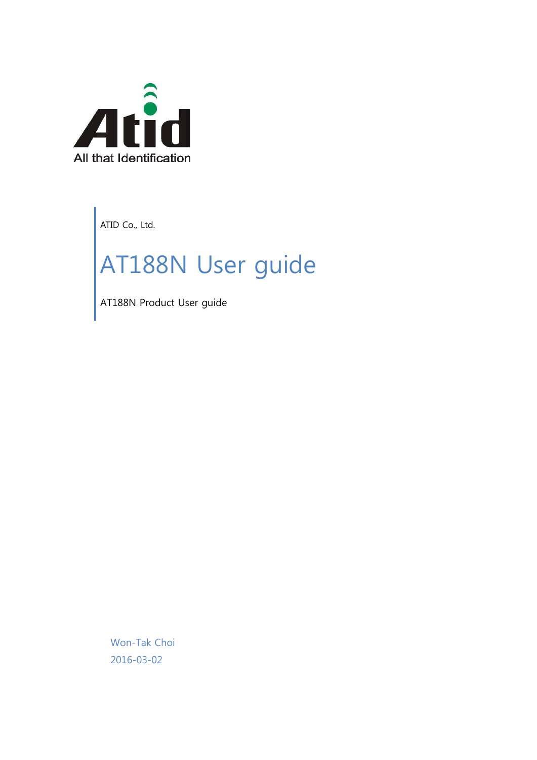Atid

All that Identification

ATID Co., Ltd.

# AT188N User guide

AT188N Product User guide

Won-Tak Choi

2016-03-02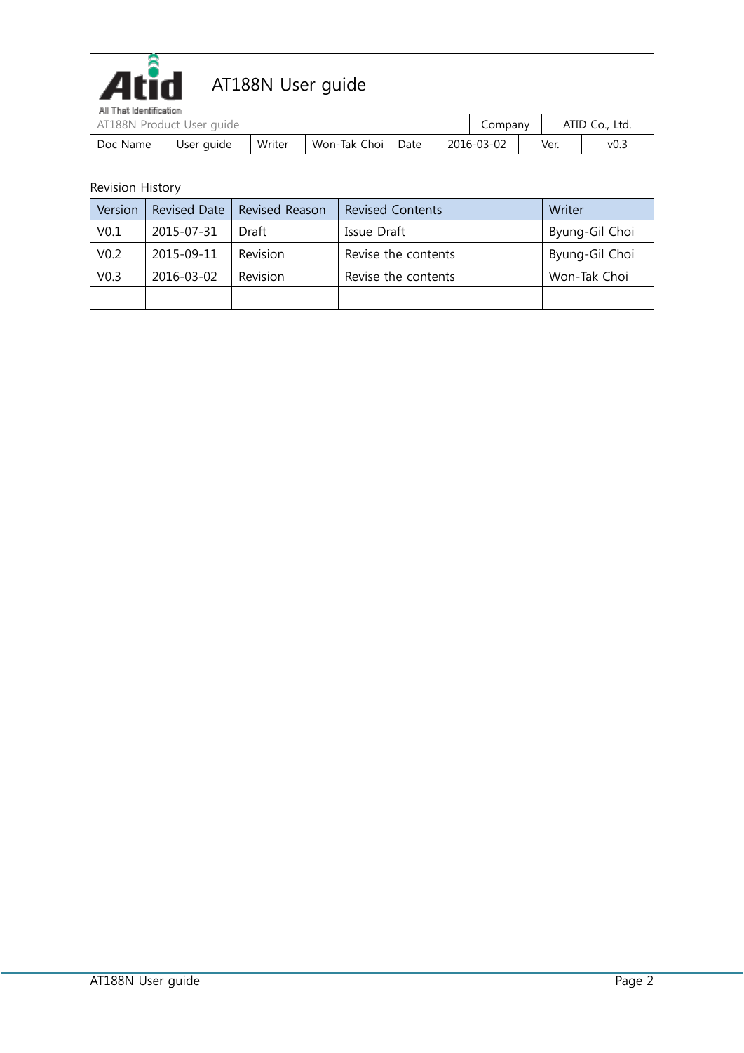| | AT188N User guide | | | | | | |
|---|---|---|---|---|---|---|---|
| AT188N Product User guide | | | | | Company | ATID Co., Ltd. | |
| Doc Name | User guide | Writer | Won-Tak Choi | Date | 2016-03-02 | Ver. | v0.3 |

Revision History

| Version | Revised Date | Revised Reason | Revised Contents | Writer |
|---|---|---|---|---|
| V0.1 | 2015-07-31 | Draft | Issue Draft | Byung-Gil Choi |
| V0.2 | 2015-09-11 | Revision | Revise the contents | Byung-Gil Choi |
| V0.3 | 2016-03-02 | Revision | Revise the contents | Won-Tak Choi |
| | | | | |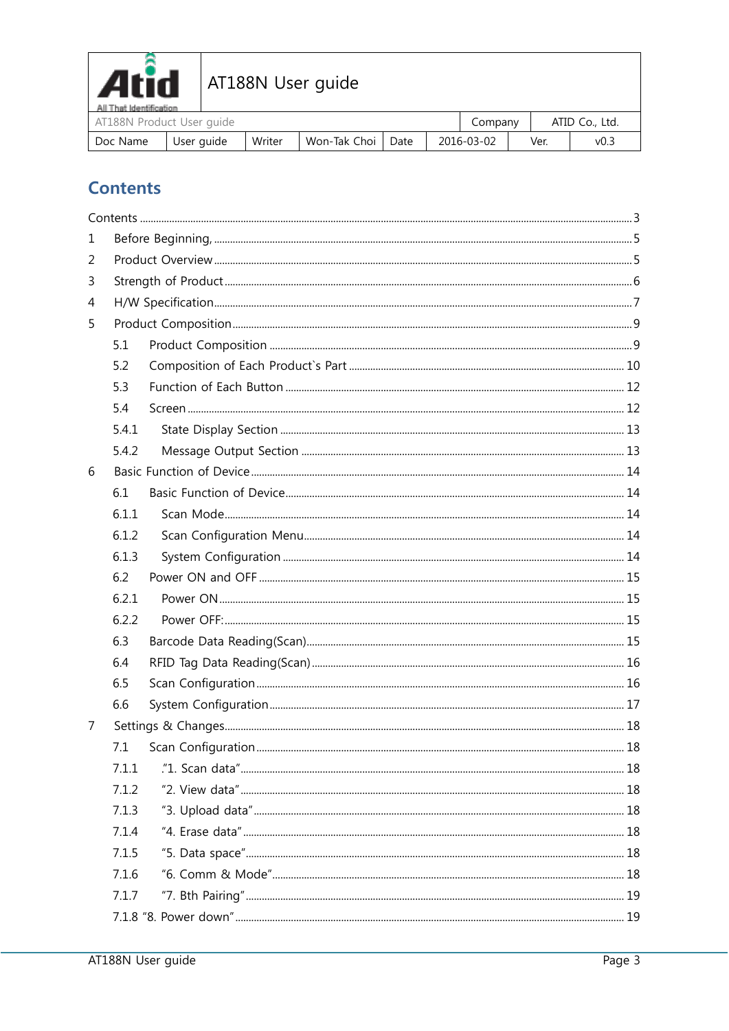| Atid All That Identification | AT188N User guide | | | | | | |
|---|---|---|---|---|---|---|---|
| AT188N Product User guide | | | | | Company | ATID Co., Ltd. | |
| Doc Name | User guide | Writer | Won-Tak Choi | Date | 2016-03-02 | Ver. | v0.3 |

# Contents

Contents ........ 3

1 Before Beginning, ........ 5

2 Product Overview ........ 5

3 Strength of Product ........ 6

4 H/W Specification ........ 7

5 Product Composition ........ 9

- 5.1 Product Composition ........ 9
- 5.2 Composition of Each Product`s Part ........ 10
- 5.3 Function of Each Button ........ 12
- 5.4 Screen ........ 12
- 5.4.1 State Display Section ........ 13
- 5.4.2 Message Output Section ........ 13

6 Basic Function of Device ........ 14

- 6.1 Basic Function of Device ........ 14
- 6.1.1 Scan Mode ........ 14
- 6.1.2 Scan Configuration Menu ........ 14
- 6.1.3 System Configuration ........ 14
- 6.2 Power ON and OFF ........ 15
- 6.2.1 Power ON ........ 15
- 6.2.2 Power OFF: ........ 15
- 6.3 Barcode Data Reading(Scan) ........ 15
- 6.4 RFID Tag Data Reading(Scan) ........ 16
- 6.5 Scan Configuration ........ 16
- 6.6 System Configuration ........ 17

7 Settings & Changes ........ 18

- 7.1 Scan Configuration ........ 18
- 7.1.1 ."1. Scan data" ........ 18
- 7.1.2 "2. View data" ........ 18
- 7.1.3 "3. Upload data" ........ 18
- 7.1.4 "4. Erase data" ........ 18
- 7.1.5 "5. Data space" ........ 18
- 7.1.6 "6. Comm & Mode" ........ 18
- 7.1.7 "7. Bth Pairing" ........ 19
- 7.1.8 "8. Power down" ........ 19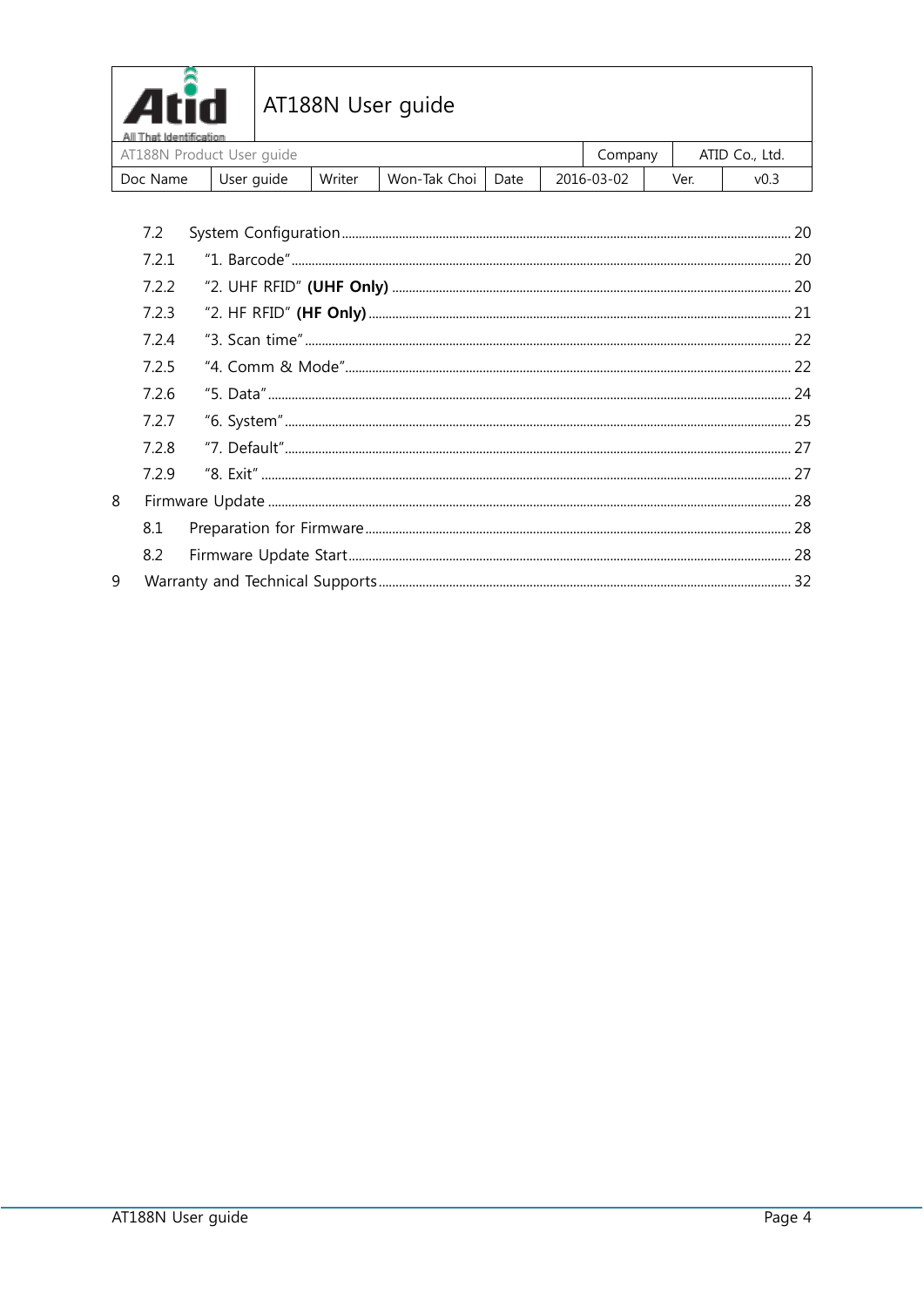7.2 System Configuration ........ 20

7.2.1 "1. Barcode" ........ 20

7.2.2 "2. UHF RFID" **(UHF Only)** ........ 20

7.2.3 "2. HF RFID" **(HF Only)** ........ 21

7.2.4 "3. Scan time" ........ 22

7.2.5 "4. Comm & Mode" ........ 22

7.2.6 "5. Data" ........ 24

7.2.7 "6. System" ........ 25

7.2.8 "7. Default" ........ 27

7.2.9 "8. Exit" ........ 27

8 Firmware Update ........ 28

8.1 Preparation for Firmware ........ 28

8.2 Firmware Update Start ........ 28

9 Warranty and Technical Supports ........ 32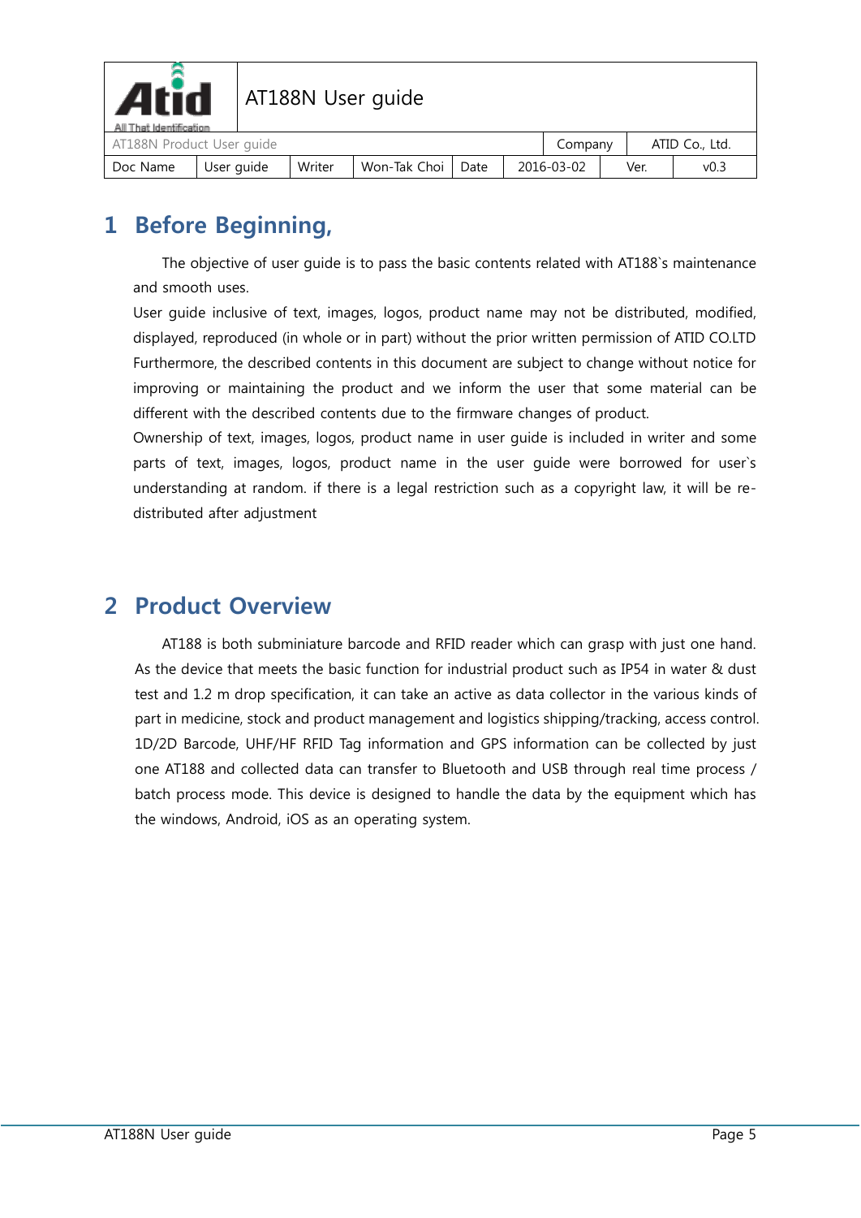# 1 Before Beginning,

The objective of user guide is to pass the basic contents related with AT188`s maintenance and smooth uses.

User guide inclusive of text, images, logos, product name may not be distributed, modified, displayed, reproduced (in whole or in part) without the prior written permission of ATID CO.LTD Furthermore, the described contents in this document are subject to change without notice for improving or maintaining the product and we inform the user that some material can be different with the described contents due to the firmware changes of product.

Ownership of text, images, logos, product name in user guide is included in writer and some parts of text, images, logos, product name in the user guide were borrowed for user`s understanding at random. if there is a legal restriction such as a copyright law, it will be re-distributed after adjustment

# 2 Product Overview

AT188 is both subminiature barcode and RFID reader which can grasp with just one hand. As the device that meets the basic function for industrial product such as IP54 in water & dust test and 1.2 m drop specification, it can take an active as data collector in the various kinds of part in medicine, stock and product management and logistics shipping/tracking, access control. 1D/2D Barcode, UHF/HF RFID Tag information and GPS information can be collected by just one AT188 and collected data can transfer to Bluetooth and USB through real time process / batch process mode. This device is designed to handle the data by the equipment which has the windows, Android, iOS as an operating system.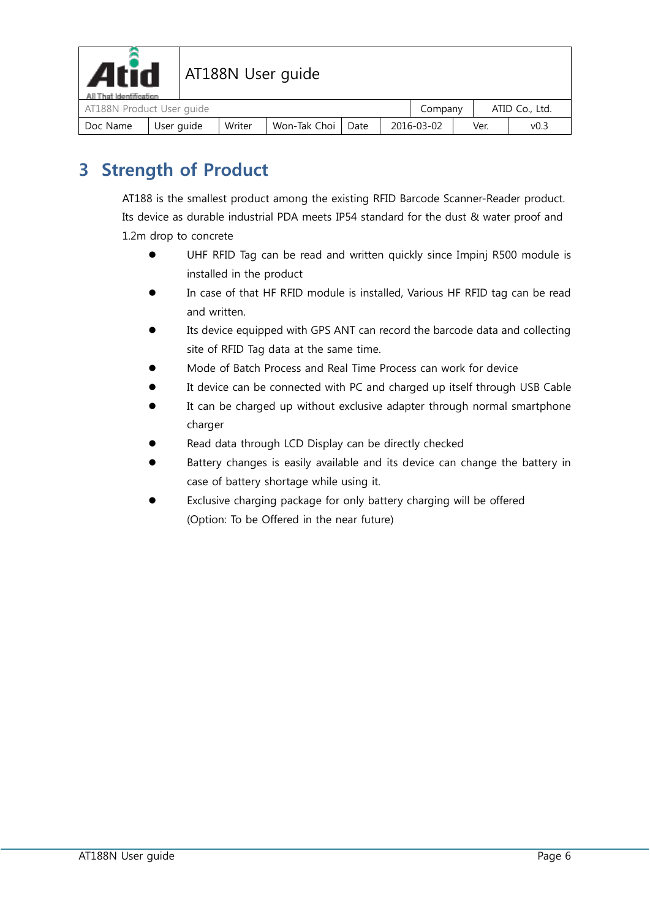# 3 Strength of Product

AT188 is the smallest product among the existing RFID Barcode Scanner-Reader product. Its device as durable industrial PDA meets IP54 standard for the dust & water proof and 1.2m drop to concrete

- UHF RFID Tag can be read and written quickly since Impinj R500 module is installed in the product
- In case of that HF RFID module is installed, Various HF RFID tag can be read and written.
- Its device equipped with GPS ANT can record the barcode data and collecting site of RFID Tag data at the same time.
- Mode of Batch Process and Real Time Process can work for device
- It device can be connected with PC and charged up itself through USB Cable
- It can be charged up without exclusive adapter through normal smartphone charger
- Read data through LCD Display can be directly checked
- Battery changes is easily available and its device can change the battery in case of battery shortage while using it.
- Exclusive charging package for only battery charging will be offered (Option: To be Offered in the near future)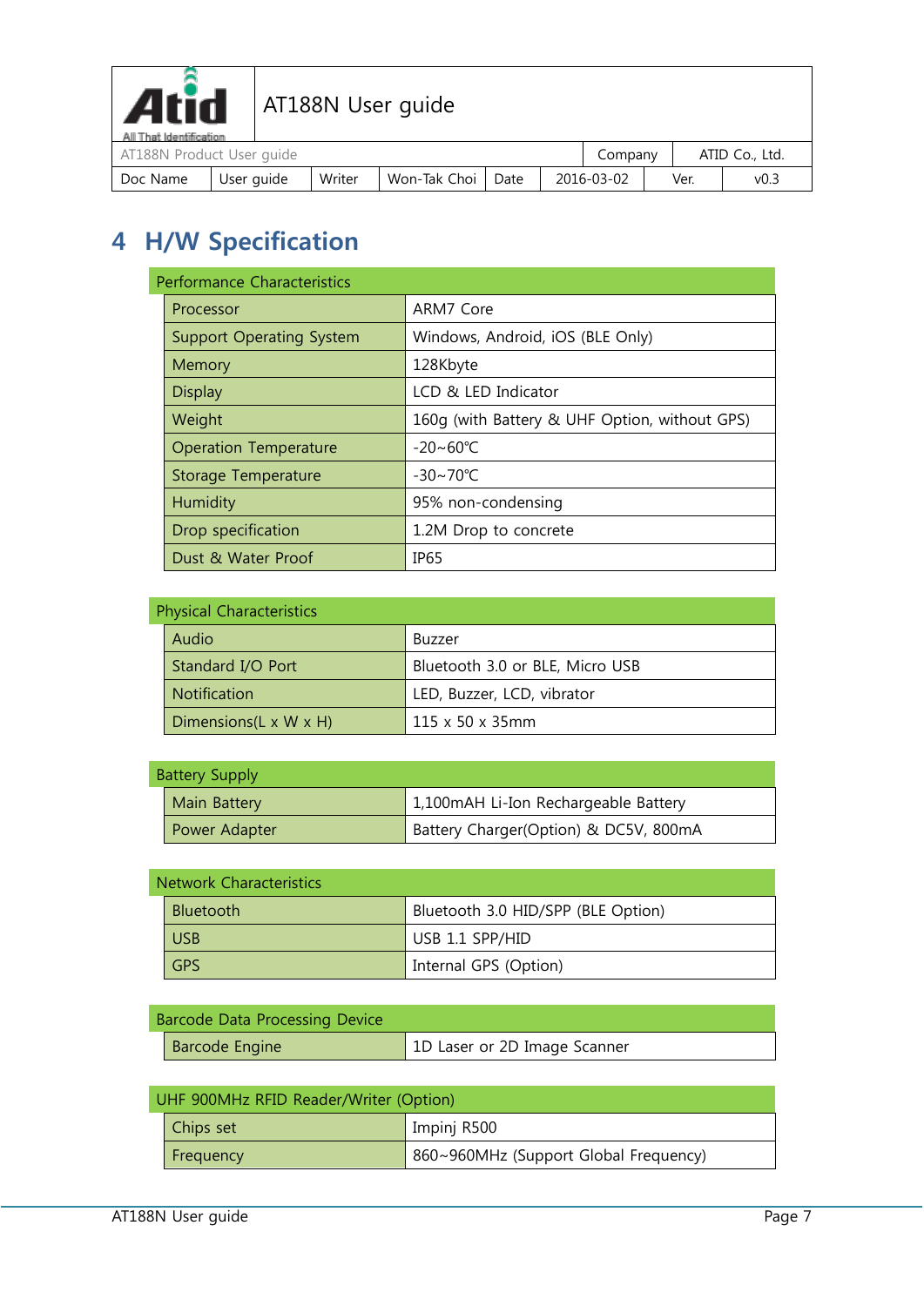# 4 H/W Specification

| Performance Characteristics | |
|---|---|
| Processor | ARM7 Core |
| Support Operating System | Windows, Android, iOS (BLE Only) |
| Memory | 128Kbyte |
| Display | LCD & LED Indicator |
| Weight | 160g (with Battery & UHF Option, without GPS) |
| Operation Temperature | -20~60℃ |
| Storage Temperature | -30~70℃ |
| Humidity | 95% non-condensing |
| Drop specification | 1.2M Drop to concrete |
| Dust & Water Proof | IP65 |

| Physical Characteristics | |
|---|---|
| Audio | Buzzer |
| Standard I/O Port | Bluetooth 3.0 or BLE, Micro USB |
| Notification | LED, Buzzer, LCD, vibrator |
| Dimensions(L x W x H) | 115 x 50 x 35mm |

| Battery Supply | |
|---|---|
| Main Battery | 1,100mAH Li-Ion Rechargeable Battery |
| Power Adapter | Battery Charger(Option) & DC5V, 800mA |

| Network Characteristics | |
|---|---|
| Bluetooth | Bluetooth 3.0 HID/SPP (BLE Option) |
| USB | USB 1.1 SPP/HID |
| GPS | Internal GPS (Option) |

| Barcode Data Processing Device | |
|---|---|
| Barcode Engine | 1D Laser or 2D Image Scanner |

| UHF 900MHz RFID Reader/Writer (Option) | |
|---|---|
| Chips set | Impinj R500 |
| Frequency | 860~960MHz (Support Global Frequency) |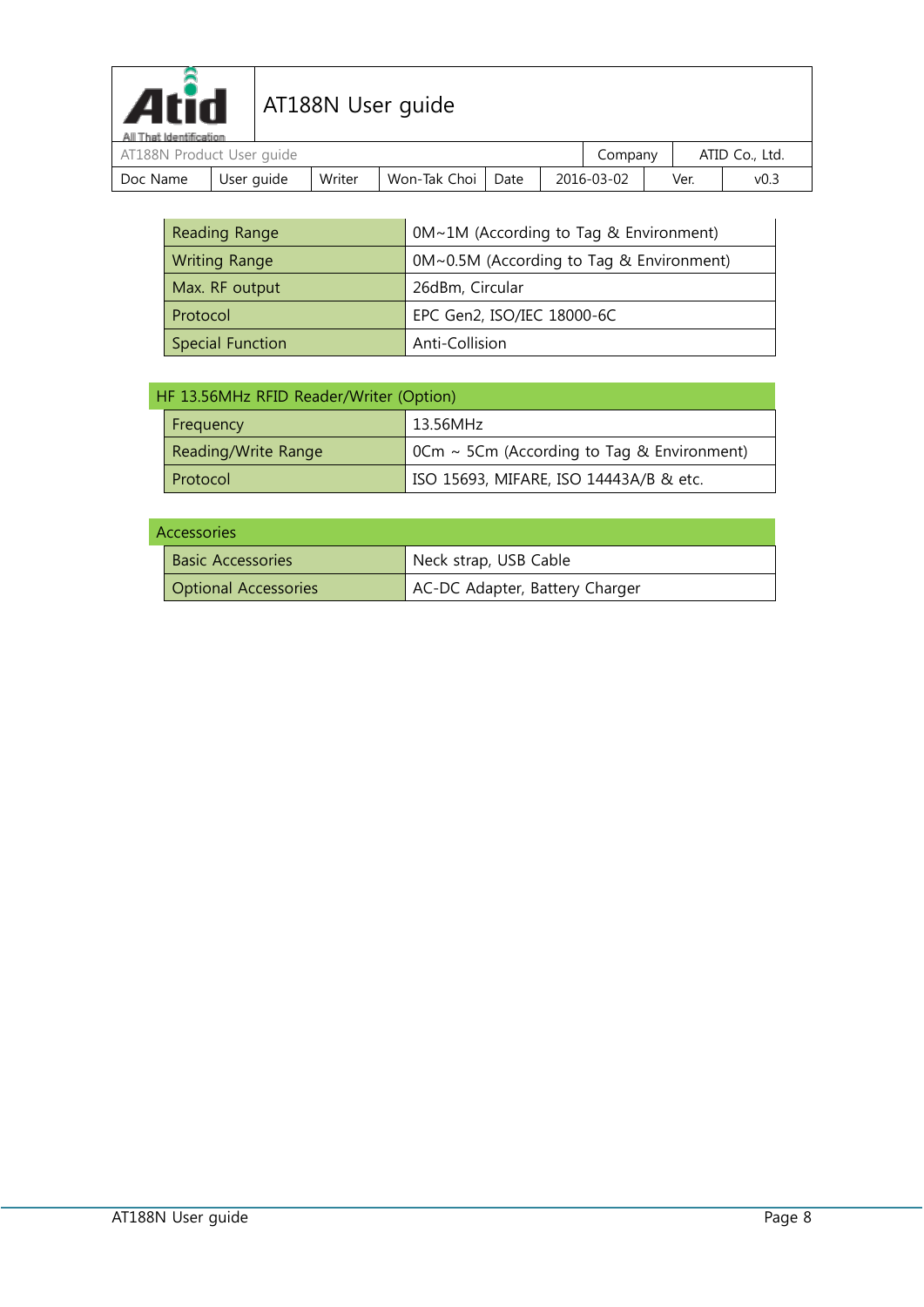| | |
|---|---|
| Reading Range | 0M~1M (According to Tag & Environment) |
| Writing Range | 0M~0.5M (According to Tag & Environment) |
| Max. RF output | 26dBm, Circular |
| Protocol | EPC Gen2, ISO/IEC 18000-6C |
| Special Function | Anti-Collision |

| HF 13.56MHz RFID Reader/Writer (Option) | |
|---|---|
| Frequency | 13.56MHz |
| Reading/Write Range | 0Cm ~ 5Cm (According to Tag & Environment) |
| Protocol | ISO 15693, MIFARE, ISO 14443A/B & etc. |

| Accessories | |
|---|---|
| Basic Accessories | Neck strap, USB Cable |
| Optional Accessories | AC-DC Adapter, Battery Charger |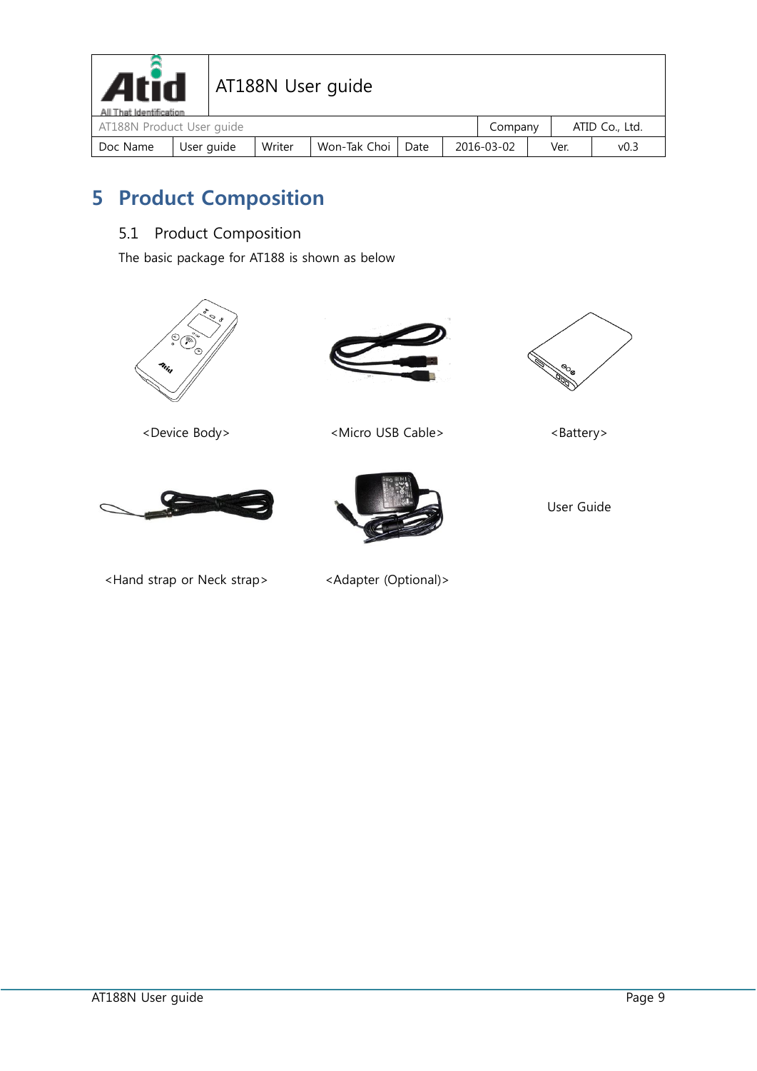# 5 Product Composition

## 5.1 Product Composition

The basic package for AT188 is shown as below

<Device Body>

<Micro USB Cable>

<Battery>

<Hand strap or Neck strap>

<Adapter (Optional)>

User Guide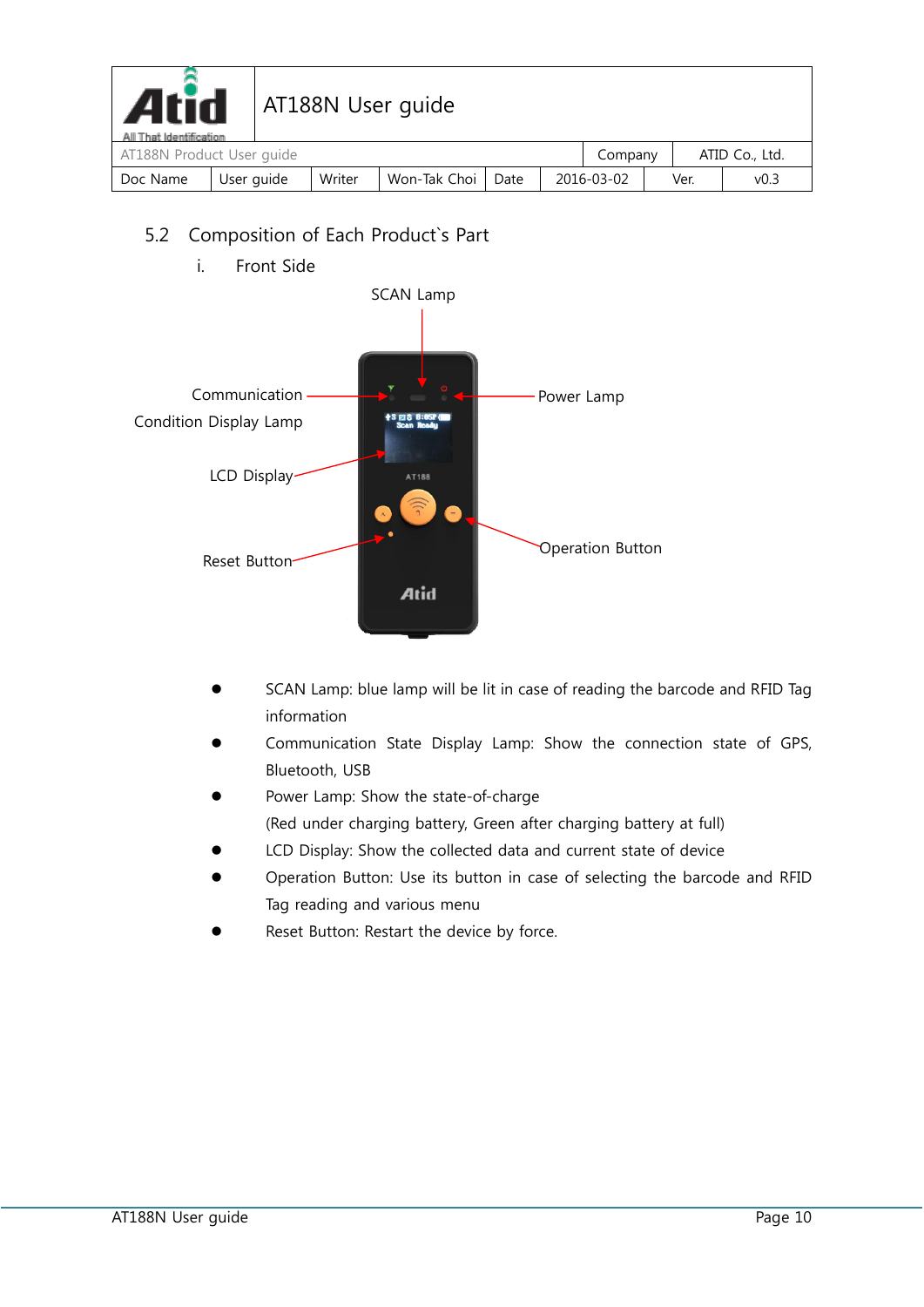## 5.2 Composition of Each Product`s Part

### i. Front Side

- SCAN Lamp: blue lamp will be lit in case of reading the barcode and RFID Tag information
- Communication State Display Lamp: Show the connection state of GPS, Bluetooth, USB
- Power Lamp: Show the state-of-charge
  (Red under charging battery, Green after charging battery at full)
- LCD Display: Show the collected data and current state of device
- Operation Button: Use its button in case of selecting the barcode and RFID Tag reading and various menu
- Reset Button: Restart the device by force.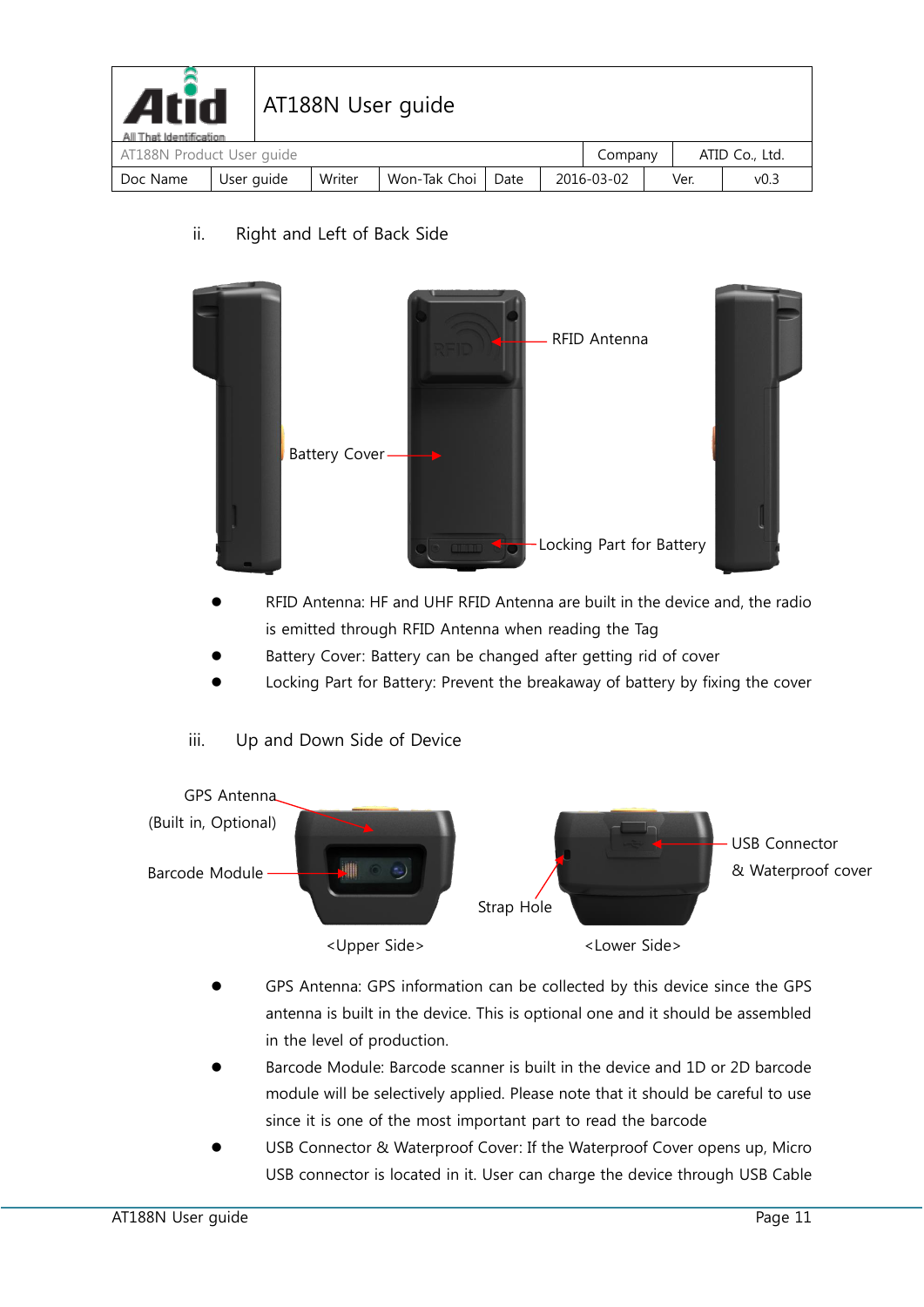ii. Right and Left of Back Side

- RFID Antenna: HF and UHF RFID Antenna are built in the device and, the radio is emitted through RFID Antenna when reading the Tag
- Battery Cover: Battery can be changed after getting rid of cover
- Locking Part for Battery: Prevent the breakaway of battery by fixing the cover

iii. Up and Down Side of Device

<Upper Side> <Lower Side>

- GPS Antenna: GPS information can be collected by this device since the GPS antenna is built in the device. This is optional one and it should be assembled in the level of production.
- Barcode Module: Barcode scanner is built in the device and 1D or 2D barcode module will be selectively applied. Please note that it should be careful to use since it is one of the most important part to read the barcode
- USB Connector & Waterproof Cover: If the Waterproof Cover opens up, Micro USB connector is located in it. User can charge the device through USB Cable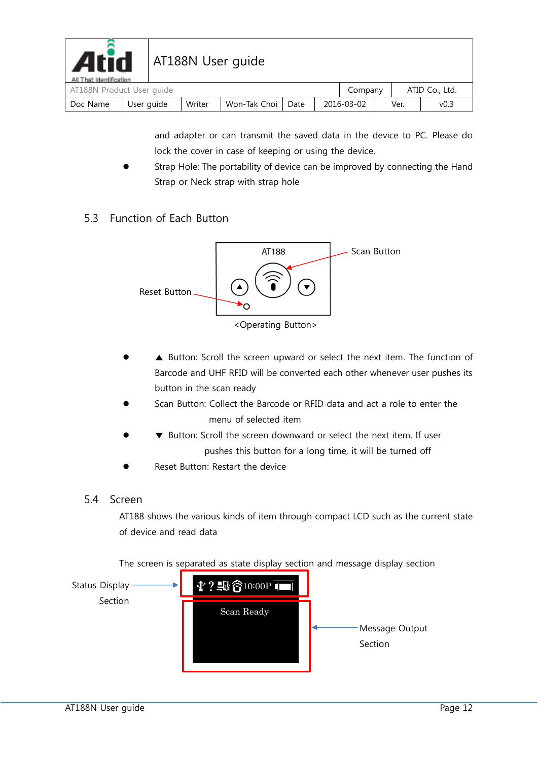and adapter or can transmit the saved data in the device to PC. Please do lock the cover in case of keeping or using the device.

- Strap Hole: The portability of device can be improved by connecting the Hand Strap or Neck strap with strap hole

## 5.3 Function of Each Button

<Operating Button>

- ▲ Button: Scroll the screen upward or select the next item. The function of Barcode and UHF RFID will be converted each other whenever user pushes its button in the scan ready
- Scan Button: Collect the Barcode or RFID data and act a role to enter the menu of selected item
- ▼ Button: Scroll the screen downward or select the next item. If user pushes this button for a long time, it will be turned off
- Reset Button: Restart the device

## 5.4 Screen

AT188 shows the various kinds of item through compact LCD such as the current state of device and read data

The screen is separated as state display section and message display section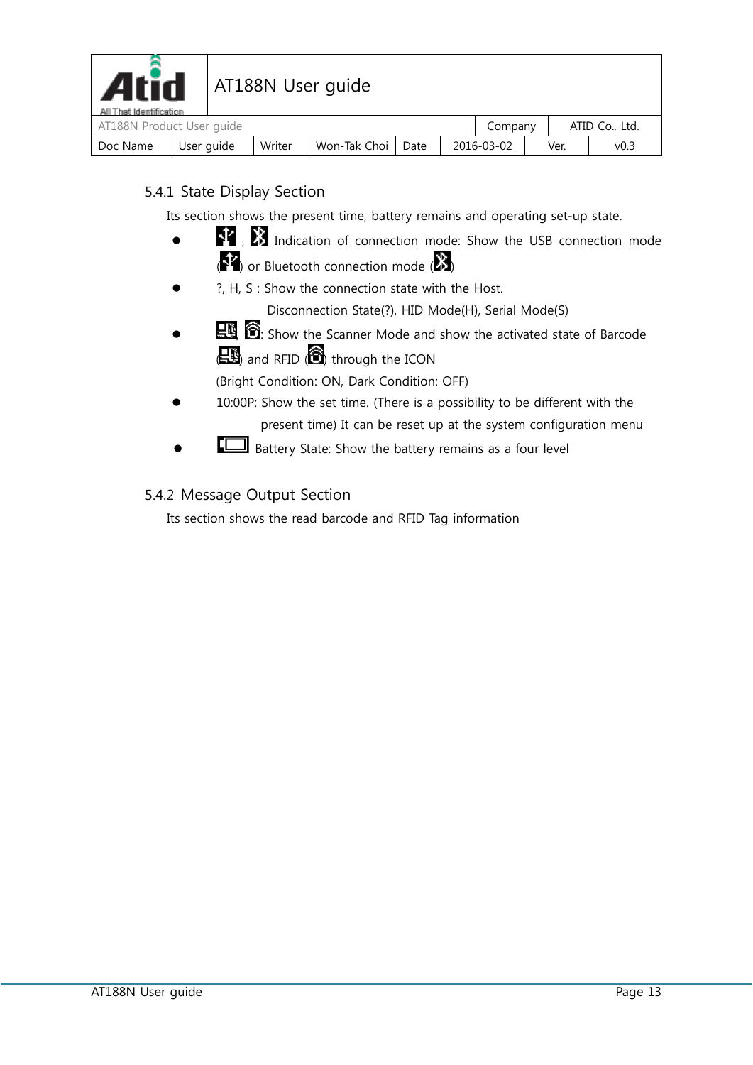### 5.4.1 State Display Section

Its section shows the present time, battery remains and operating set-up state.

- , Indication of connection mode: Show the USB connection mode () or Bluetooth connection mode ()
- ?, H, S : Show the connection state with the Host.
  Disconnection State(?), HID Mode(H), Serial Mode(S)
- : Show the Scanner Mode and show the activated state of Barcode () and RFID () through the ICON
  (Bright Condition: ON, Dark Condition: OFF)
- 10:00P: Show the set time. (There is a possibility to be different with the present time) It can be reset up at the system configuration menu
- Battery State: Show the battery remains as a four level

### 5.4.2 Message Output Section

Its section shows the read barcode and RFID Tag information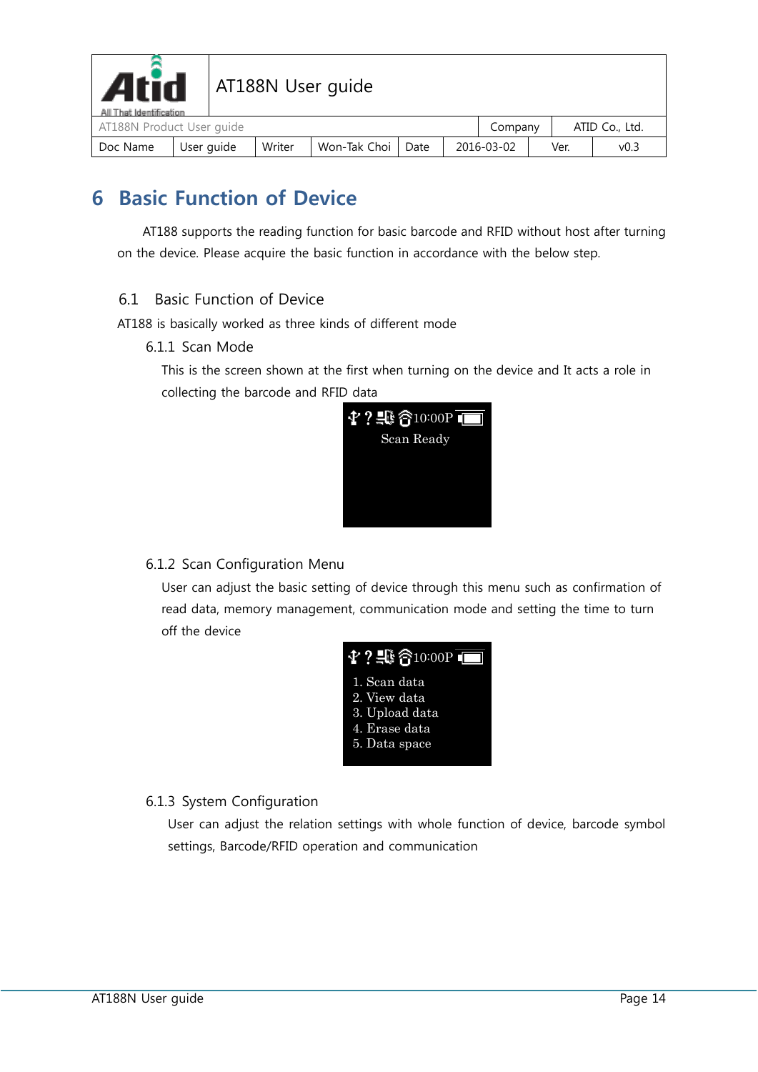# 6 Basic Function of Device

AT188 supports the reading function for basic barcode and RFID without host after turning on the device. Please acquire the basic function in accordance with the below step.

## 6.1 Basic Function of Device

AT188 is basically worked as three kinds of different mode

### 6.1.1 Scan Mode

This is the screen shown at the first when turning on the device and It acts a role in collecting the barcode and RFID data

10:00P

Scan Ready

### 6.1.2 Scan Configuration Menu

User can adjust the basic setting of device through this menu such as confirmation of read data, memory management, communication mode and setting the time to turn off the device

10:00P

1. Scan data
2. View data
3. Upload data
4. Erase data
5. Data space

### 6.1.3 System Configuration

User can adjust the relation settings with whole function of device, barcode symbol settings, Barcode/RFID operation and communication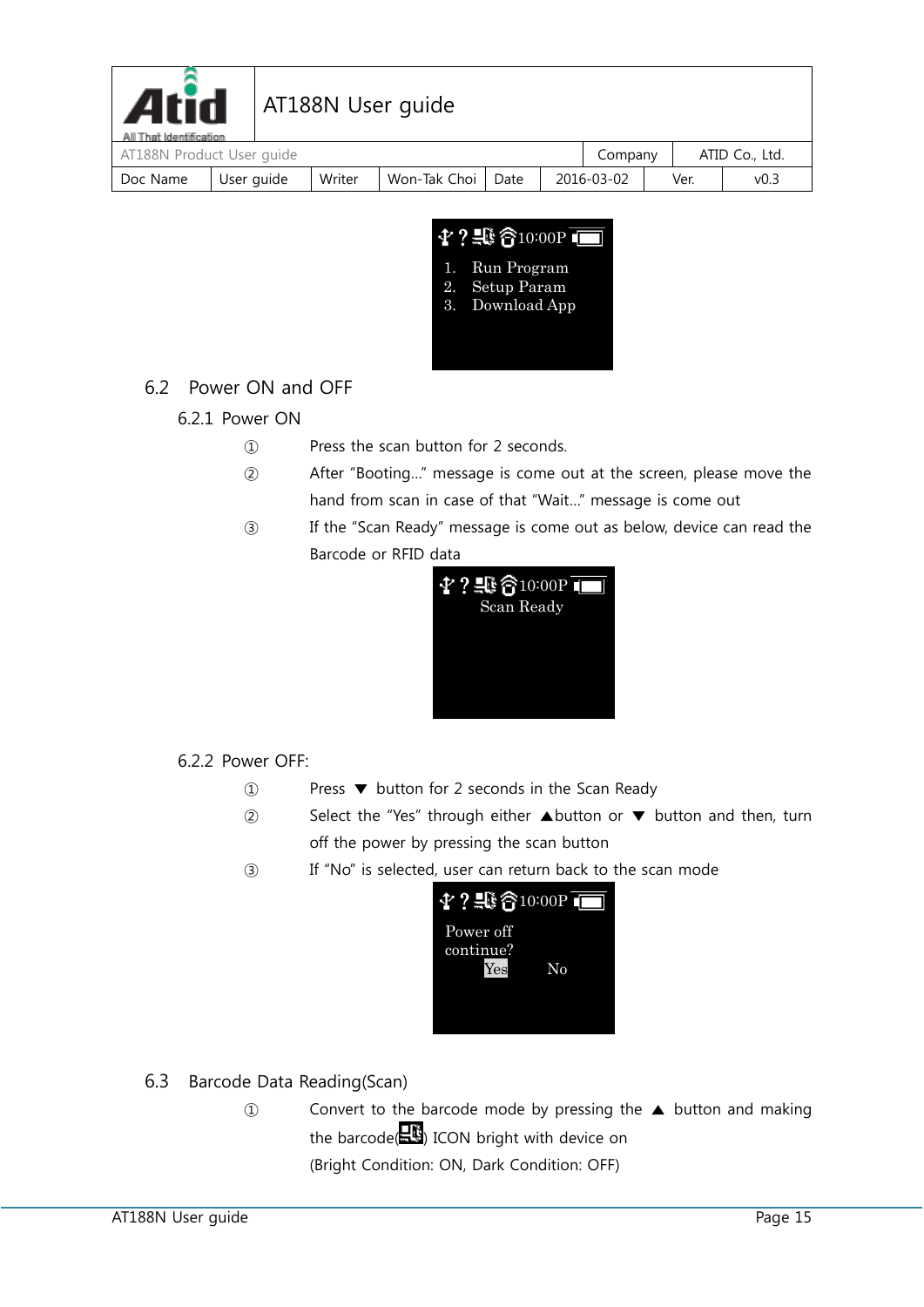## 6.2 Power ON and OFF

### 6.2.1 Power ON

① Press the scan button for 2 seconds.

② After "Booting…" message is come out at the screen, please move the hand from scan in case of that "Wait…" message is come out

③ If the "Scan Ready" message is come out as below, device can read the Barcode or RFID data

### 6.2.2 Power OFF:

① Press ▼ button for 2 seconds in the Scan Ready

② Select the "Yes" through either ▲button or ▼ button and then, turn off the power by pressing the scan button

③ If "No" is selected, user can return back to the scan mode

## 6.3 Barcode Data Reading(Scan)

① Convert to the barcode mode by pressing the ▲ button and making the barcode( ) ICON bright with device on
(Bright Condition: ON, Dark Condition: OFF)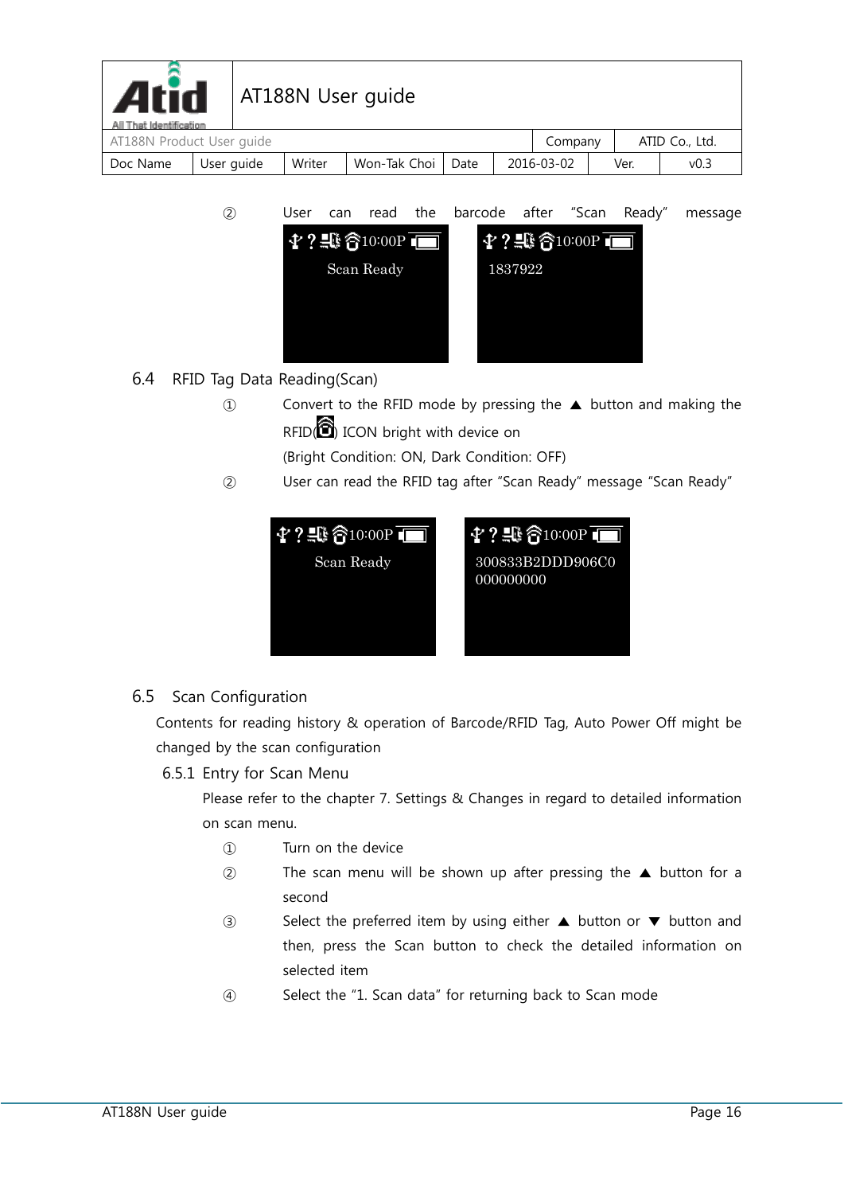② User can read the barcode after "Scan Ready" message

Scan Ready

1837922

## 6.4 RFID Tag Data Reading(Scan)

① Convert to the RFID mode by pressing the ▲ button and making the RFID( ) ICON bright with device on
(Bright Condition: ON, Dark Condition: OFF)

② User can read the RFID tag after "Scan Ready" message "Scan Ready"

Scan Ready

300833B2DDD906C0
000000000

## 6.5 Scan Configuration

Contents for reading history & operation of Barcode/RFID Tag, Auto Power Off might be changed by the scan configuration

### 6.5.1 Entry for Scan Menu

Please refer to the chapter 7. Settings & Changes in regard to detailed information on scan menu.

① Turn on the device

② The scan menu will be shown up after pressing the ▲ button for a second

③ Select the preferred item by using either ▲ button or ▼ button and then, press the Scan button to check the detailed information on selected item

④ Select the "1. Scan data" for returning back to Scan mode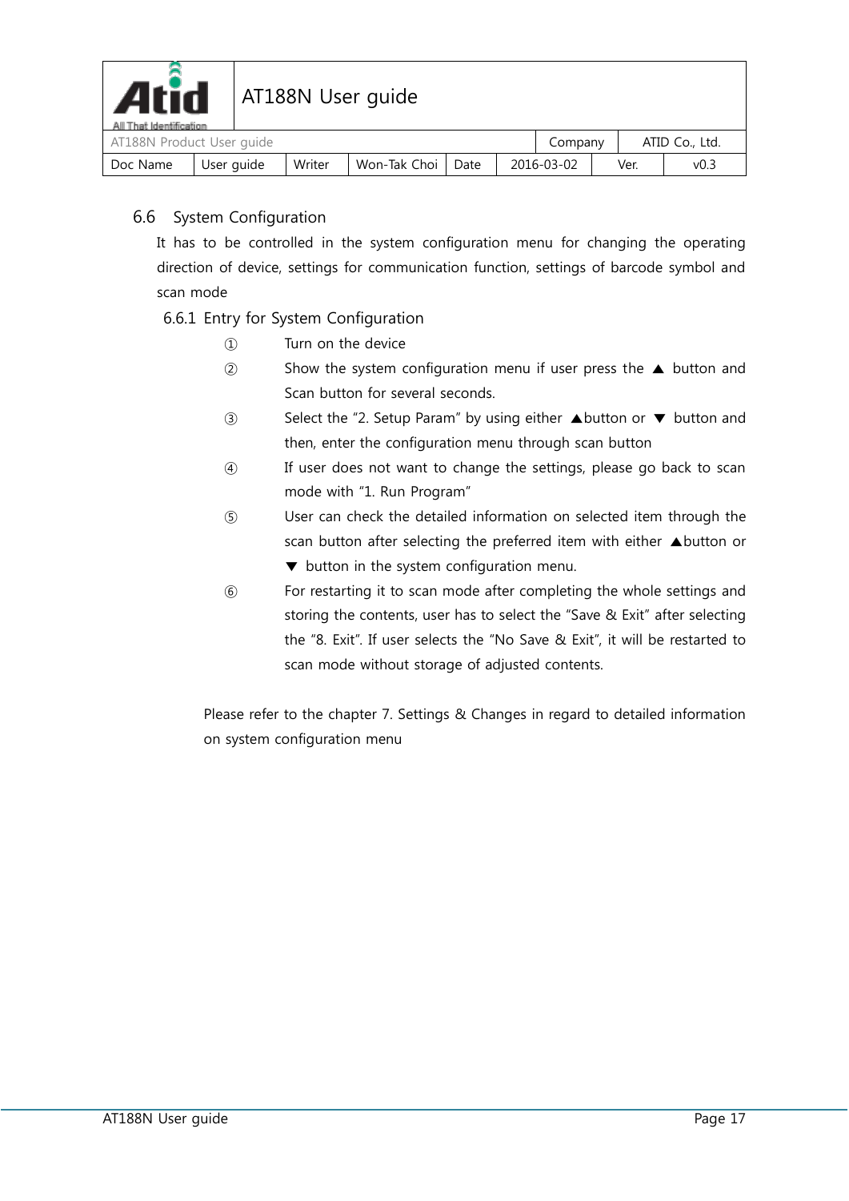## 6.6 System Configuration

It has to be controlled in the system configuration menu for changing the operating direction of device, settings for communication function, settings of barcode symbol and scan mode

### 6.6.1 Entry for System Configuration

① Turn on the device

② Show the system configuration menu if user press the ▲ button and Scan button for several seconds.

③ Select the “2. Setup Param” by using either ▲button or ▼ button and then, enter the configuration menu through scan button

④ If user does not want to change the settings, please go back to scan mode with “1. Run Program”

⑤ User can check the detailed information on selected item through the scan button after selecting the preferred item with either ▲button or ▼ button in the system configuration menu.

⑥ For restarting it to scan mode after completing the whole settings and storing the contents, user has to select the “Save & Exit” after selecting the “8. Exit”. If user selects the “No Save & Exit”, it will be restarted to scan mode without storage of adjusted contents.

Please refer to the chapter 7. Settings & Changes in regard to detailed information on system configuration menu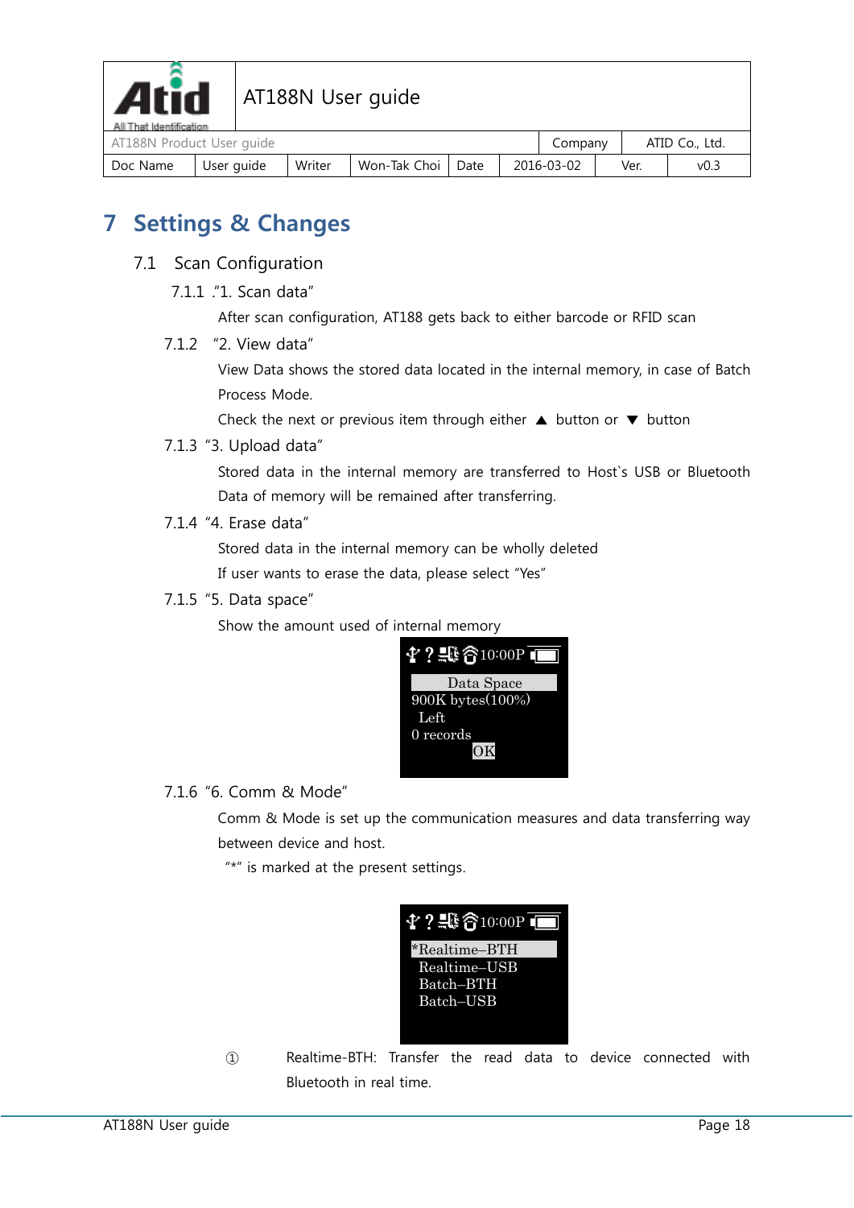# 7 Settings & Changes

## 7.1 Scan Configuration

### 7.1.1 ."1. Scan data"

After scan configuration, AT188 gets back to either barcode or RFID scan

### 7.1.2 "2. View data"

View Data shows the stored data located in the internal memory, in case of Batch Process Mode.

Check the next or previous item through either ▲ button or ▼ button

### 7.1.3 "3. Upload data"

Stored data in the internal memory are transferred to Host`s USB or Bluetooth Data of memory will be remained after transferring.

### 7.1.4 "4. Erase data"

Stored data in the internal memory can be wholly deleted

If user wants to erase the data, please select "Yes"

### 7.1.5 "5. Data space"

Show the amount used of internal memory

```
10:00P
Data Space
900K bytes(100%)
 Left
0 records
        OK
```

### 7.1.6 "6. Comm & Mode"

Comm & Mode is set up the communication measures and data transferring way between device and host.

"*" is marked at the present settings.

```
10:00P
*Realtime–BTH
 Realtime–USB
 Batch–BTH
 Batch–USB
```

① Realtime-BTH: Transfer the read data to device connected with Bluetooth in real time.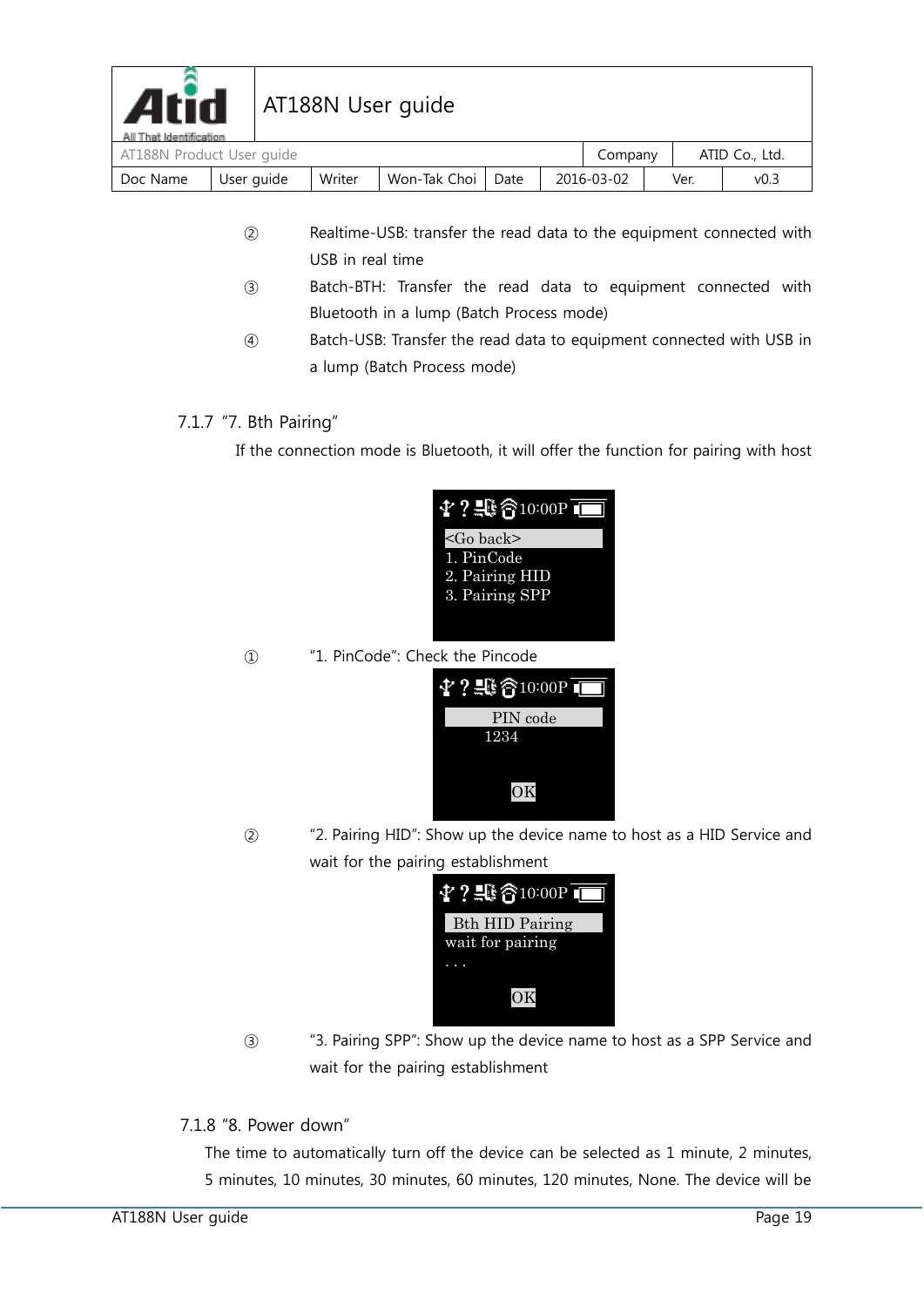② Realtime-USB: transfer the read data to the equipment connected with USB in real time

③ Batch-BTH: Transfer the read data to equipment connected with Bluetooth in a lump (Batch Process mode)

④ Batch-USB: Transfer the read data to equipment connected with USB in a lump (Batch Process mode)

### 7.1.7 "7. Bth Pairing"

If the connection mode is Bluetooth, it will offer the function for pairing with host

```
10:00P
<Go back>
1. PinCode
2. Pairing HID
3. Pairing SPP
```

① "1. PinCode": Check the Pincode

```
10:00P
PIN code
1234
OK
```

② "2. Pairing HID": Show up the device name to host as a HID Service and wait for the pairing establishment

```
10:00P
Bth HID Pairing
wait for pairing
. . .
OK
```

③ "3. Pairing SPP": Show up the device name to host as a SPP Service and wait for the pairing establishment

### 7.1.8 "8. Power down"

The time to automatically turn off the device can be selected as 1 minute, 2 minutes, 5 minutes, 10 minutes, 30 minutes, 60 minutes, 120 minutes, None. The device will be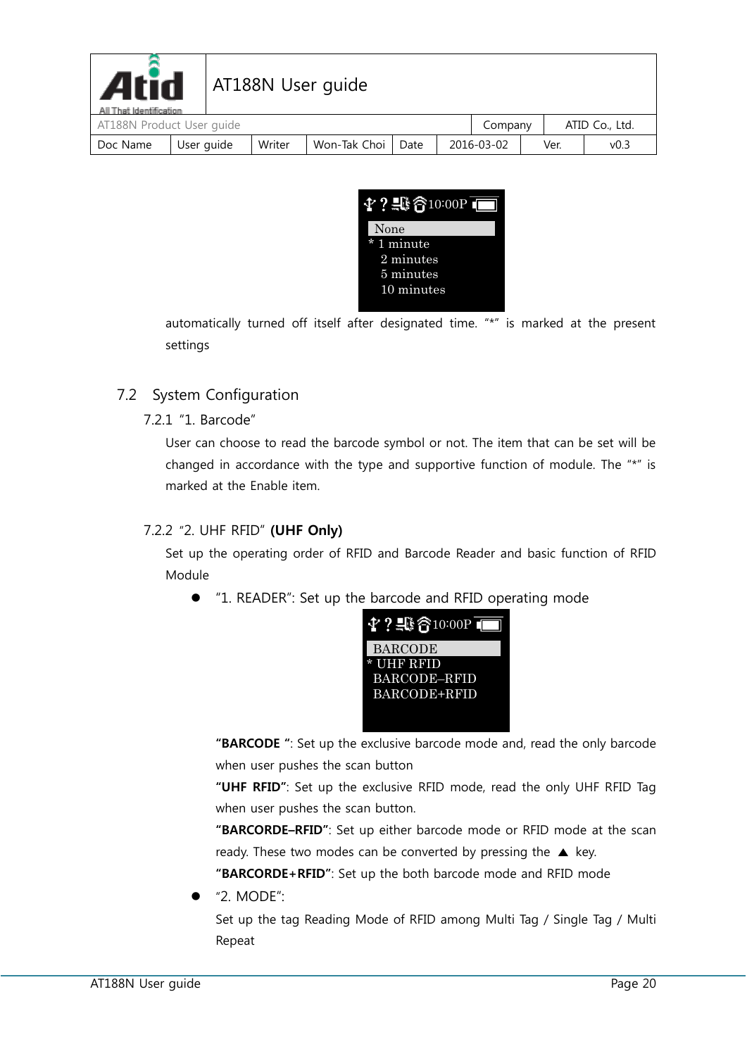automatically turned off itself after designated time. "*" is marked at the present settings

## 7.2 System Configuration

### 7.2.1 "1. Barcode"

User can choose to read the barcode symbol or not. The item that can be set will be changed in accordance with the type and supportive function of module. The "*" is marked at the Enable item.

### 7.2.2 "2. UHF RFID" **(UHF Only)**

Set up the operating order of RFID and Barcode Reader and basic function of RFID Module

- "1. READER": Set up the barcode and RFID operating mode

  **"BARCODE "**: Set up the exclusive barcode mode and, read the only barcode when user pushes the scan button

  **"UHF RFID"**: Set up the exclusive RFID mode, read the only UHF RFID Tag when user pushes the scan button.

  **"BARCORDE–RFID"**: Set up either barcode mode or RFID mode at the scan ready. These two modes can be converted by pressing the ▲ key.

  **"BARCORDE+RFID"**: Set up the both barcode mode and RFID mode

- "2. MODE":

  Set up the tag Reading Mode of RFID among Multi Tag / Single Tag / Multi Repeat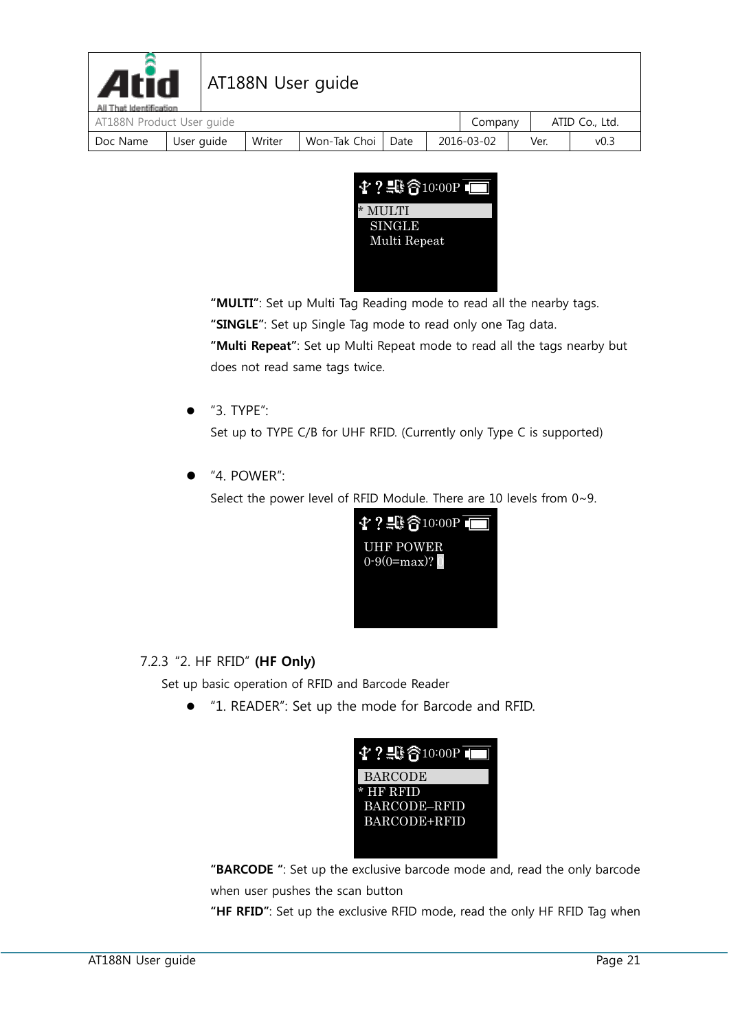“**MULTI**”: Set up Multi Tag Reading mode to read all the nearby tags.

“**SINGLE**”: Set up Single Tag mode to read only one Tag data.

“**Multi Repeat**”: Set up Multi Repeat mode to read all the tags nearby but does not read same tags twice.

- “3. TYPE”:

  Set up to TYPE C/B for UHF RFID. (Currently only Type C is supported)

- “4. POWER”:

  Select the power level of RFID Module. There are 10 levels from 0~9.

### 7.2.3 “2. HF RFID” **(HF Only)**

Set up basic operation of RFID and Barcode Reader

- “1. READER”: Set up the mode for Barcode and RFID.

“**BARCODE** “: Set up the exclusive barcode mode and, read the only barcode when user pushes the scan button

“**HF RFID**”: Set up the exclusive RFID mode, read the only HF RFID Tag when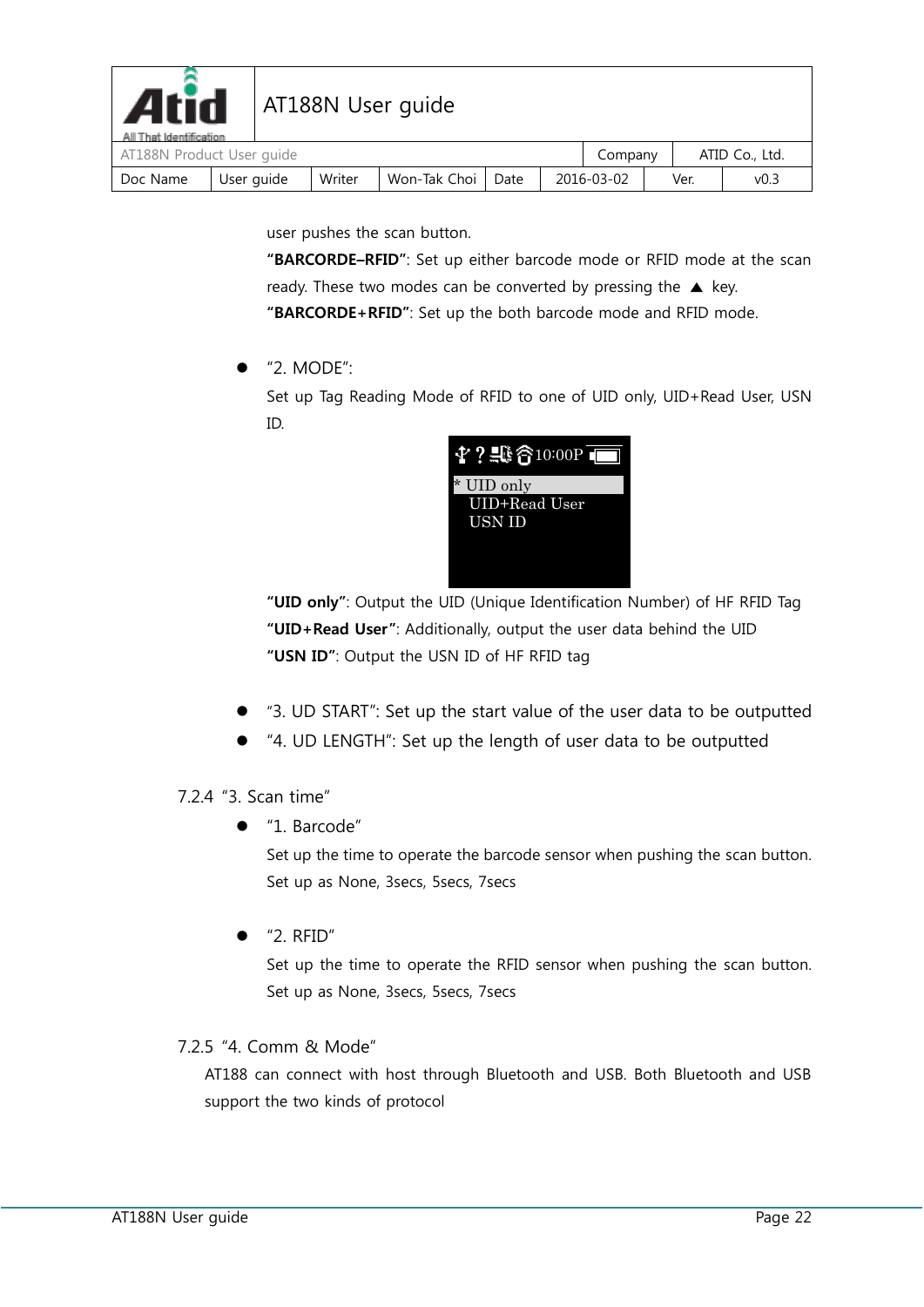user pushes the scan button.

**"BARCORDE–RFID"**: Set up either barcode mode or RFID mode at the scan ready. These two modes can be converted by pressing the ▲ key.

**"BARCORDE+RFID"**: Set up the both barcode mode and RFID mode.

- "2. MODE":

  Set up Tag Reading Mode of RFID to one of UID only, UID+Read User, USN ID.

  **"UID only"**: Output the UID (Unique Identification Number) of HF RFID Tag

  **"UID+Read User"**: Additionally, output the user data behind the UID

  **"USN ID"**: Output the USN ID of HF RFID tag

- "3. UD START": Set up the start value of the user data to be outputted
- "4. UD LENGTH": Set up the length of user data to be outputted

### 7.2.4 "3. Scan time"

- "1. Barcode"

  Set up the time to operate the barcode sensor when pushing the scan button. Set up as None, 3secs, 5secs, 7secs

- "2. RFID"

  Set up the time to operate the RFID sensor when pushing the scan button. Set up as None, 3secs, 5secs, 7secs

### 7.2.5 "4. Comm & Mode"

AT188 can connect with host through Bluetooth and USB. Both Bluetooth and USB support the two kinds of protocol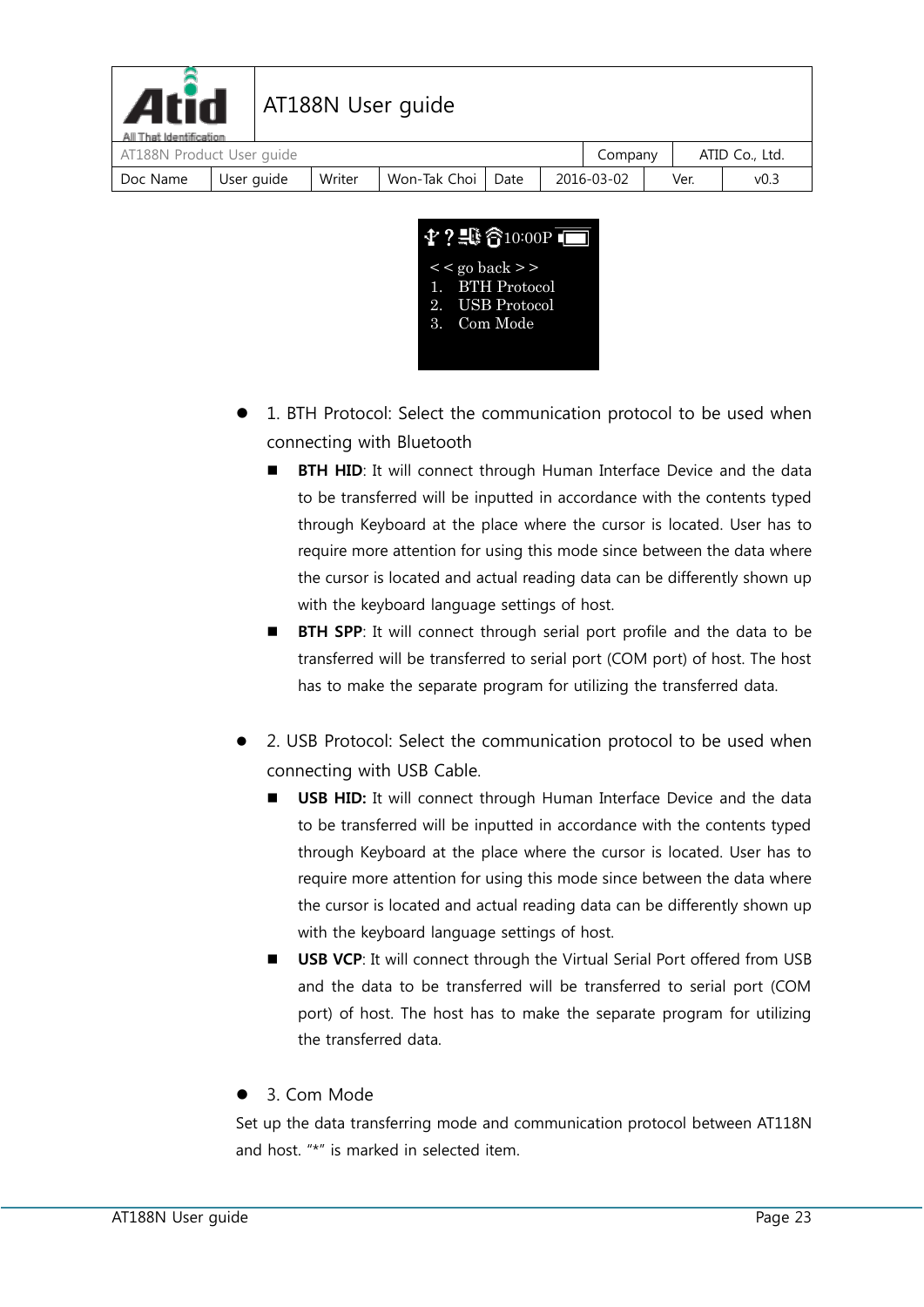< < go back > >
1. BTH Protocol
2. USB Protocol
3. Com Mode

- 1. BTH Protocol: Select the communication protocol to be used when connecting with Bluetooth
  - **BTH HID**: It will connect through Human Interface Device and the data to be transferred will be inputted in accordance with the contents typed through Keyboard at the place where the cursor is located. User has to require more attention for using this mode since between the data where the cursor is located and actual reading data can be differently shown up with the keyboard language settings of host.
  - **BTH SPP**: It will connect through serial port profile and the data to be transferred will be transferred to serial port (COM port) of host. The host has to make the separate program for utilizing the transferred data.

- 2. USB Protocol: Select the communication protocol to be used when connecting with USB Cable.
  - **USB HID:** It will connect through Human Interface Device and the data to be transferred will be inputted in accordance with the contents typed through Keyboard at the place where the cursor is located. User has to require more attention for using this mode since between the data where the cursor is located and actual reading data can be differently shown up with the keyboard language settings of host.
  - **USB VCP**: It will connect through the Virtual Serial Port offered from USB and the data to be transferred will be transferred to serial port (COM port) of host. The host has to make the separate program for utilizing the transferred data.

- 3. Com Mode

Set up the data transferring mode and communication protocol between AT118N and host. "*" is marked in selected item.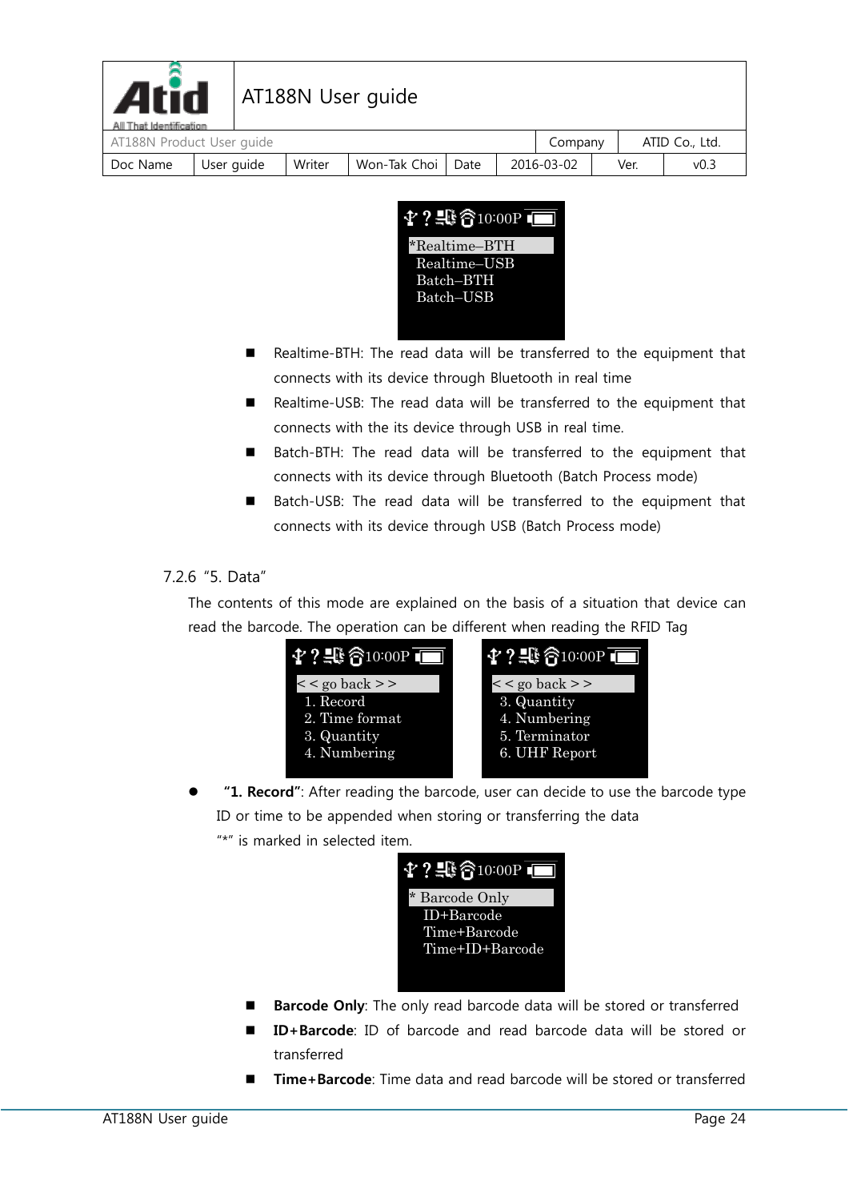*Realtime–BTH
Realtime–USB
Batch–BTH
Batch–USB

- Realtime-BTH: The read data will be transferred to the equipment that connects with its device through Bluetooth in real time
- Realtime-USB: The read data will be transferred to the equipment that connects with the its device through USB in real time.
- Batch-BTH: The read data will be transferred to the equipment that connects with its device through Bluetooth (Batch Process mode)
- Batch-USB: The read data will be transferred to the equipment that connects with its device through USB (Batch Process mode)

### 7.2.6 "5. Data"

The contents of this mode are explained on the basis of a situation that device can read the barcode. The operation can be different when reading the RFID Tag

< < go back > >
1. Record
2. Time format
3. Quantity
4. Numbering

< < go back > >
3. Quantity
4. Numbering
5. Terminator
6. UHF Report

- **"1. Record"**: After reading the barcode, user can decide to use the barcode type ID or time to be appended when storing or transferring the data
  "*" is marked in selected item.

* Barcode Only
ID+Barcode
Time+Barcode
Time+ID+Barcode

- **Barcode Only**: The only read barcode data will be stored or transferred
- **ID+Barcode**: ID of barcode and read barcode data will be stored or transferred
- **Time+Barcode**: Time data and read barcode will be stored or transferred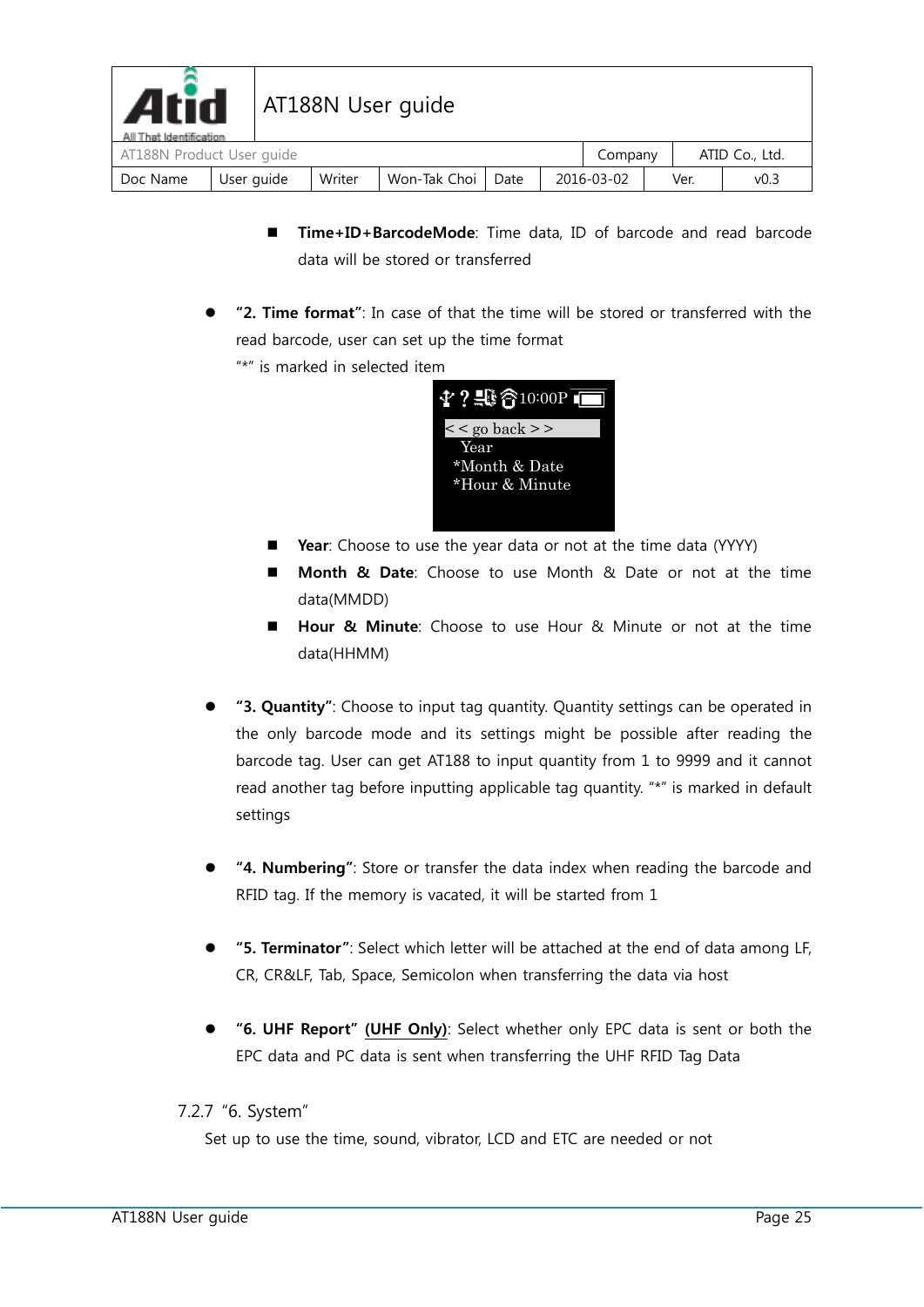- **Time+ID+BarcodeMode**: Time data, ID of barcode and read barcode data will be stored or transferred

- **"2. Time format"**: In case of that the time will be stored or transferred with the read barcode, user can set up the time format
  "*" is marked in selected item

  ```
  < < go back > >
    Year
  *Month & Date
  *Hour & Minute
  ```

  - **Year**: Choose to use the year data or not at the time data (YYYY)
  - **Month & Date**: Choose to use Month & Date or not at the time data(MMDD)
  - **Hour & Minute**: Choose to use Hour & Minute or not at the time data(HHMM)

- **"3. Quantity"**: Choose to input tag quantity. Quantity settings can be operated in the only barcode mode and its settings might be possible after reading the barcode tag. User can get AT188 to input quantity from 1 to 9999 and it cannot read another tag before inputting applicable tag quantity. "*" is marked in default settings

- **"4. Numbering"**: Store or transfer the data index when reading the barcode and RFID tag. If the memory is vacated, it will be started from 1

- **"5. Terminator"**: Select which letter will be attached at the end of data among LF, CR, CR&LF, Tab, Space, Semicolon when transferring the data via host

- **"6. UHF Report" (UHF Only)**: Select whether only EPC data is sent or both the EPC data and PC data is sent when transferring the UHF RFID Tag Data

### 7.2.7 "6. System"

Set up to use the time, sound, vibrator, LCD and ETC are needed or not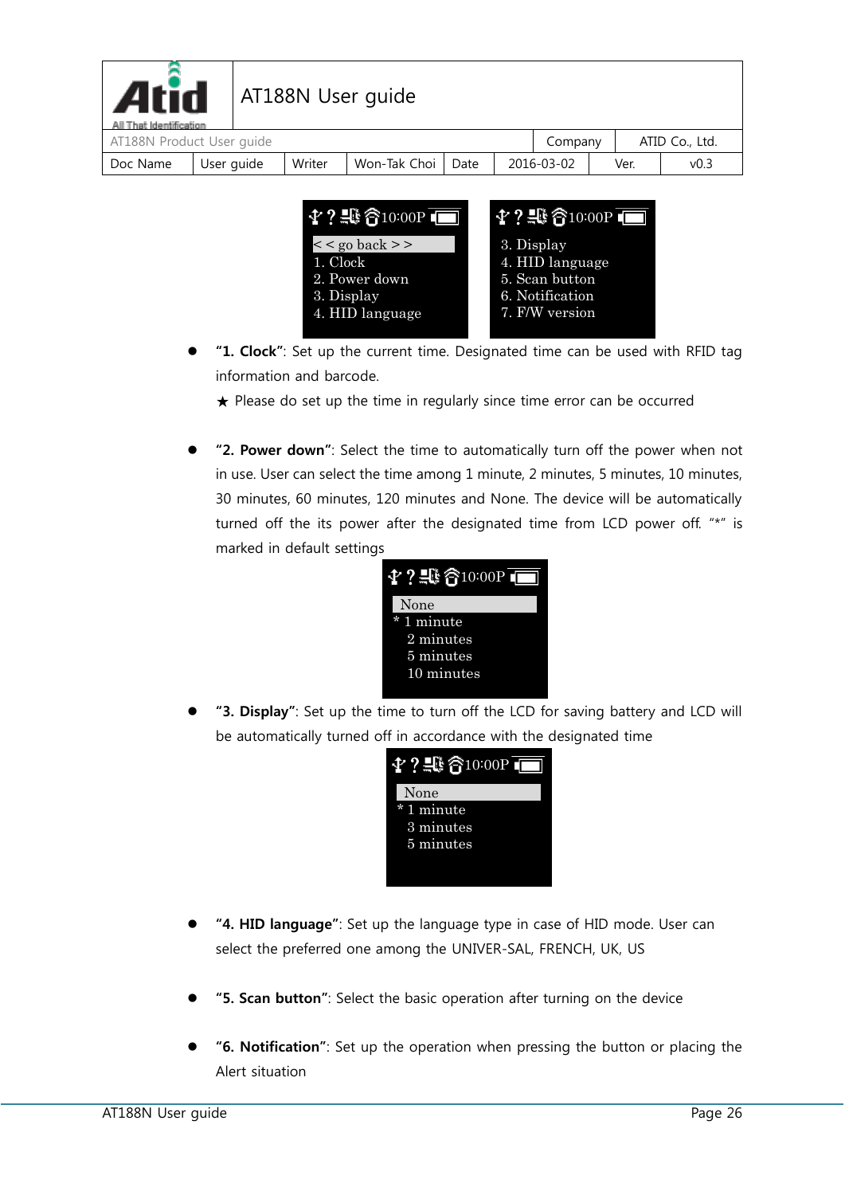- **"1. Clock"**: Set up the current time. Designated time can be used with RFID tag information and barcode.

  ★ Please do set up the time in regularly since time error can be occurred

- **"2. Power down"**: Select the time to automatically turn off the power when not in use. User can select the time among 1 minute, 2 minutes, 5 minutes, 10 minutes, 30 minutes, 60 minutes, 120 minutes and None. The device will be automatically turned off the its power after the designated time from LCD power off. "*" is marked in default settings

- **"3. Display"**: Set up the time to turn off the LCD for saving battery and LCD will be automatically turned off in accordance with the designated time

- **"4. HID language"**: Set up the language type in case of HID mode. User can select the preferred one among the UNIVER-SAL, FRENCH, UK, US

- **"5. Scan button"**: Select the basic operation after turning on the device

- **"6. Notification"**: Set up the operation when pressing the button or placing the Alert situation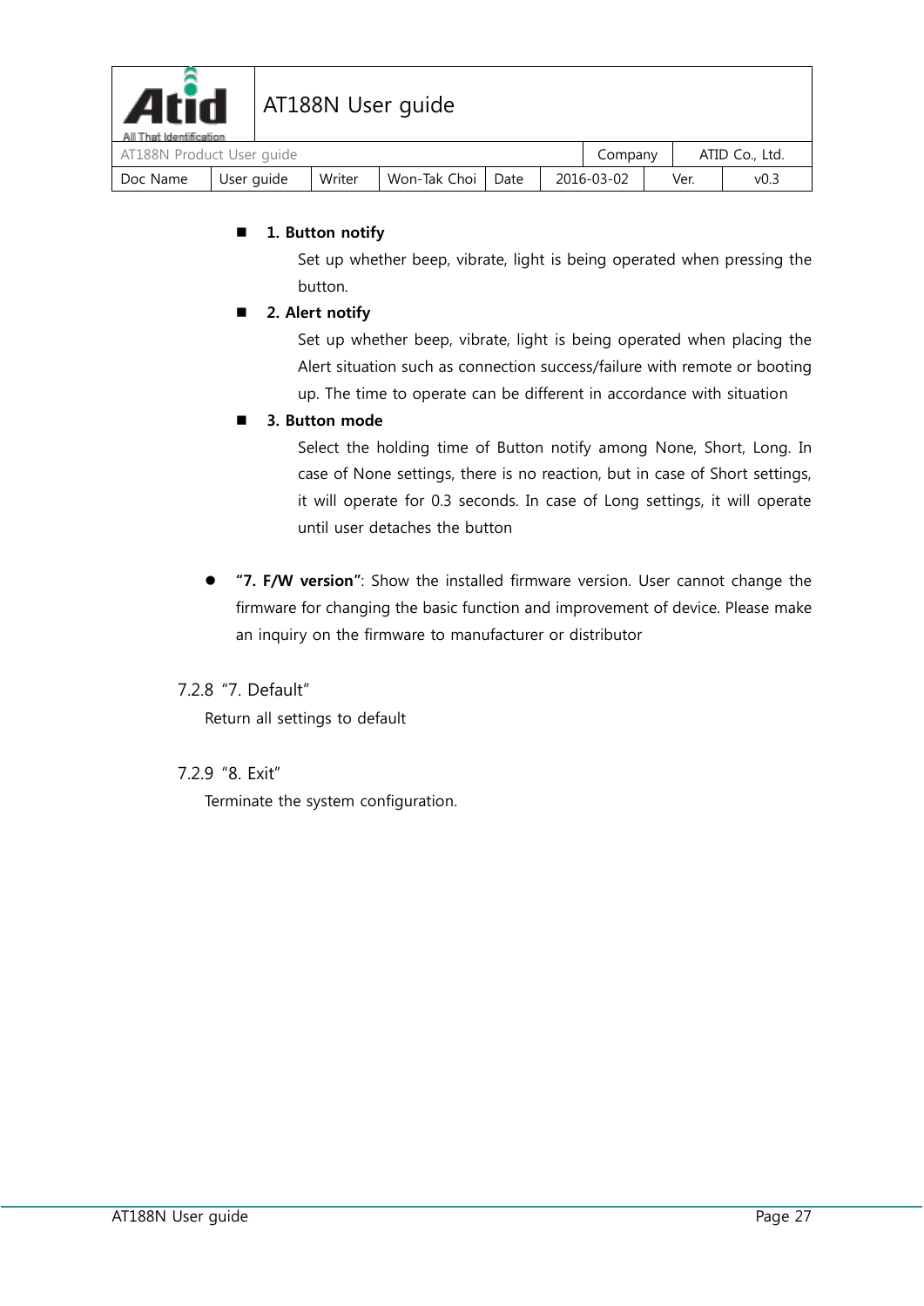- **1. Button notify**

  Set up whether beep, vibrate, light is being operated when pressing the button.

- **2. Alert notify**

  Set up whether beep, vibrate, light is being operated when placing the Alert situation such as connection success/failure with remote or booting up. The time to operate can be different in accordance with situation

- **3. Button mode**

  Select the holding time of Button notify among None, Short, Long. In case of None settings, there is no reaction, but in case of Short settings, it will operate for 0.3 seconds. In case of Long settings, it will operate until user detaches the button

- **"7. F/W version"**: Show the installed firmware version. User cannot change the firmware for changing the basic function and improvement of device. Please make an inquiry on the firmware to manufacturer or distributor

### 7.2.8 "7. Default"

Return all settings to default

### 7.2.9 "8. Exit"

Terminate the system configuration.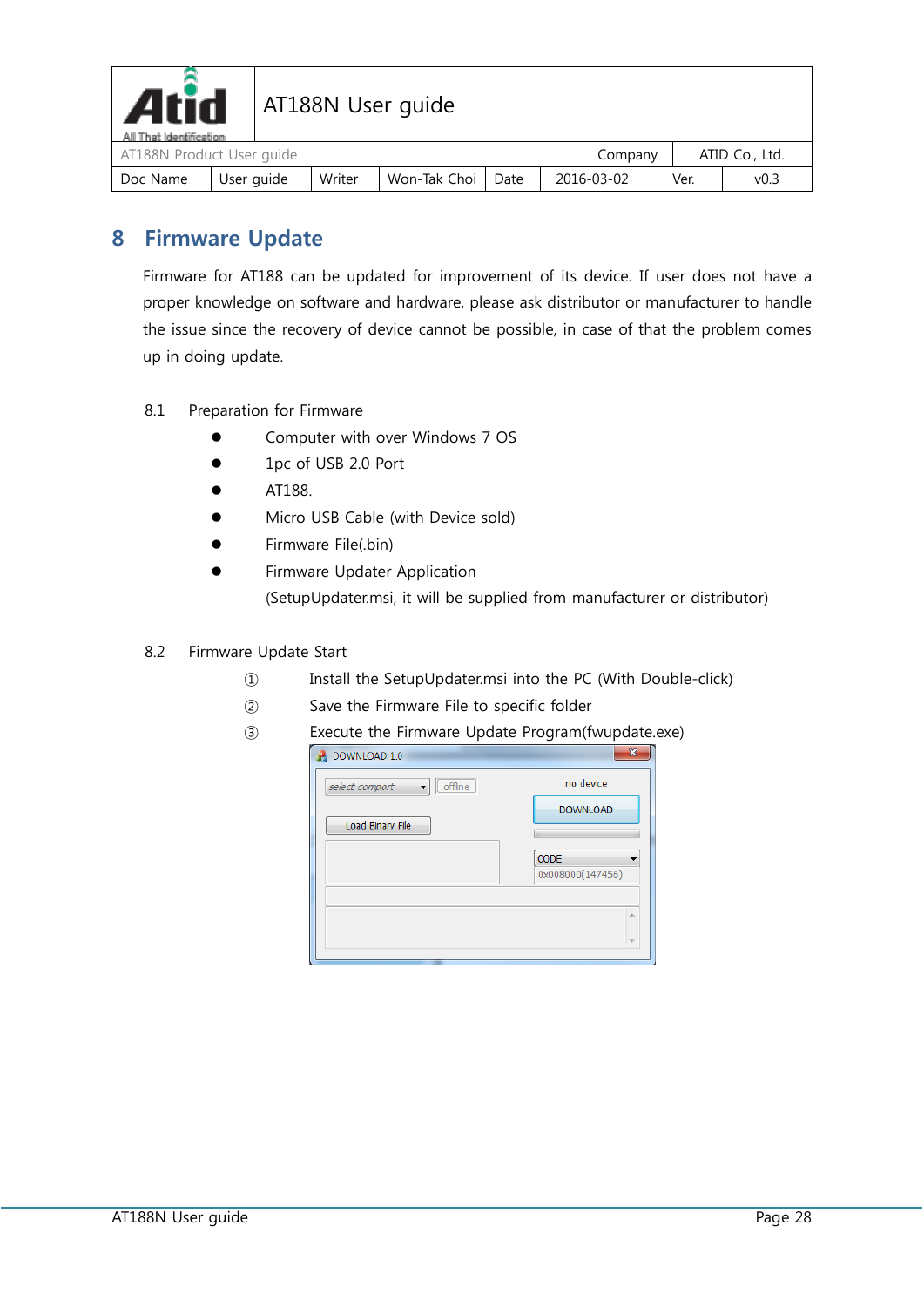# 8 Firmware Update

Firmware for AT188 can be updated for improvement of its device. If user does not have a proper knowledge on software and hardware, please ask distributor or manufacturer to handle the issue since the recovery of device cannot be possible, in case of that the problem comes up in doing update.

## 8.1 Preparation for Firmware

- Computer with over Windows 7 OS
- 1pc of USB 2.0 Port
- AT188.
- Micro USB Cable (with Device sold)
- Firmware File(.bin)
- Firmware Updater Application
  (SetupUpdater.msi, it will be supplied from manufacturer or distributor)

## 8.2 Firmware Update Start

① Install the SetupUpdater.msi into the PC (With Double-click)

② Save the Firmware File to specific folder

③ Execute the Firmware Update Program(fwupdate.exe)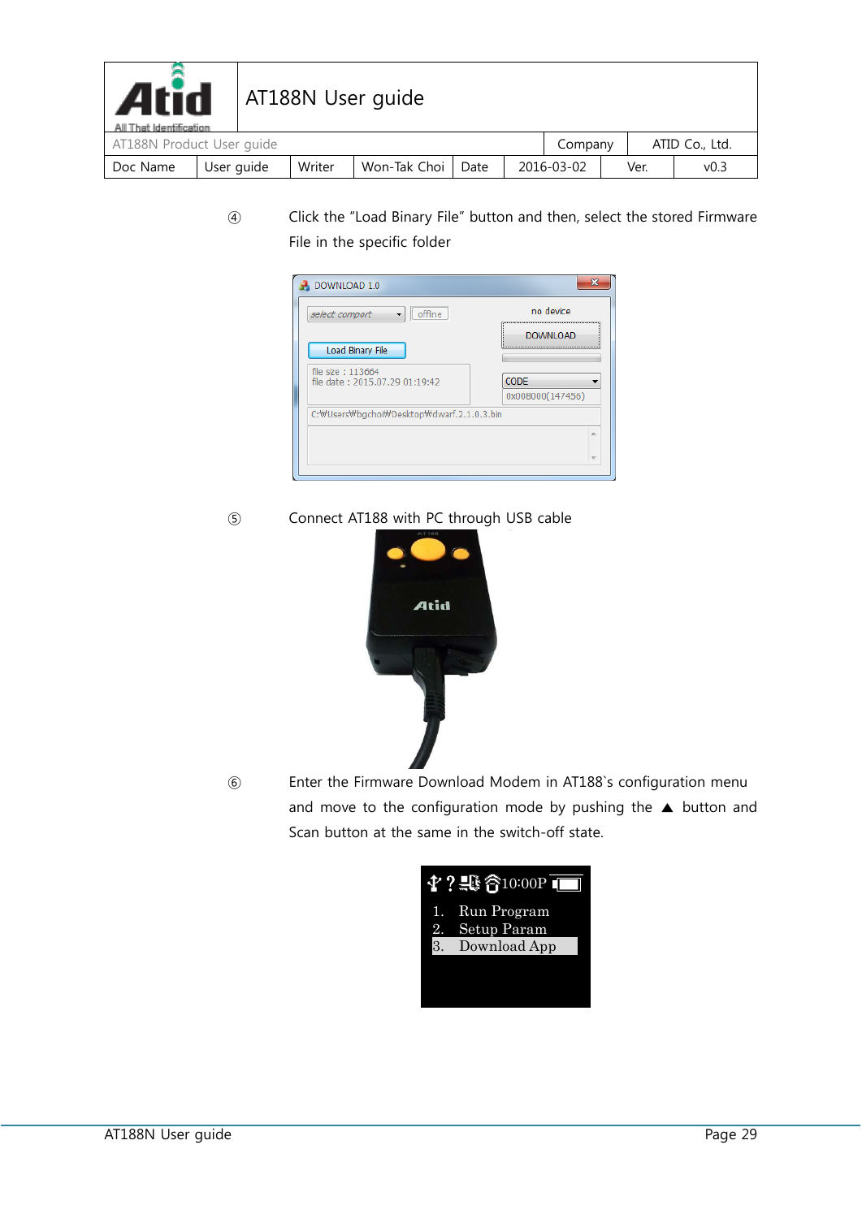④ Click the “Load Binary File” button and then, select the stored Firmware File in the specific folder

⑤ Connect AT188 with PC through USB cable

⑥ Enter the Firmware Download Modem in AT188`s configuration menu and move to the configuration mode by pushing the ▲ button and Scan button at the same in the switch-off state.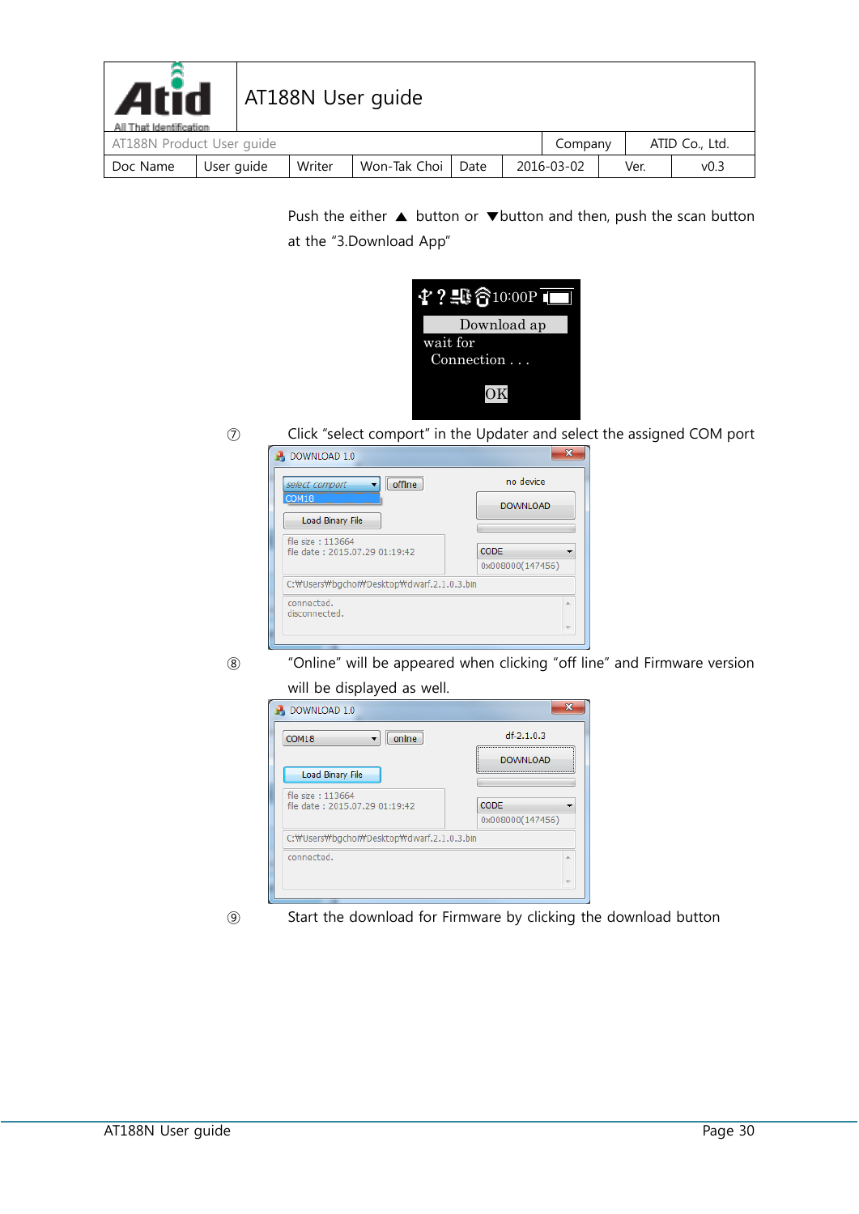Push the either ▲ button or ▼button and then, push the scan button at the "3.Download App"

⑦ Click "select comport" in the Updater and select the assigned COM port

⑧ "Online" will be appeared when clicking "off line" and Firmware version will be displayed as well.

⑨ Start the download for Firmware by clicking the download button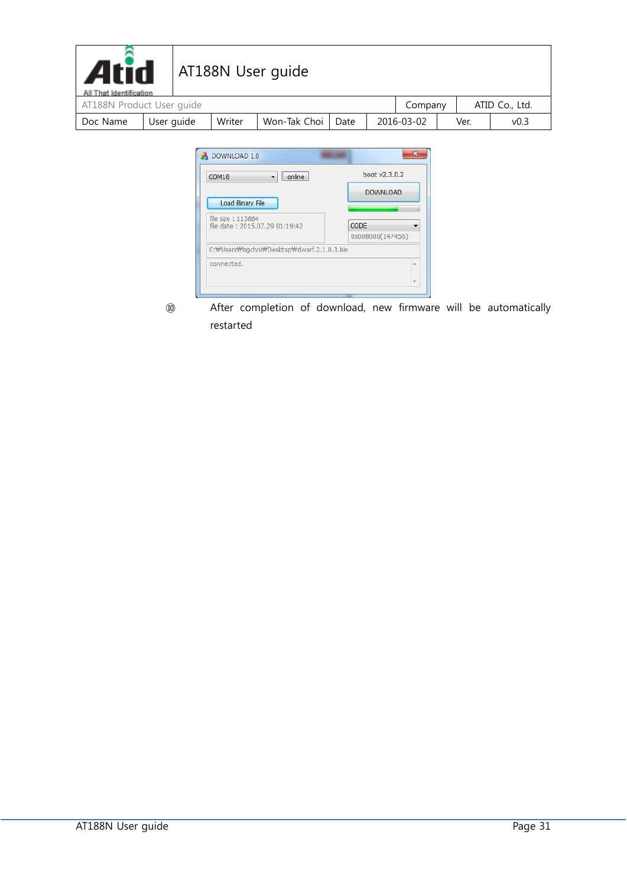⑩ After completion of download, new firmware will be automatically restarted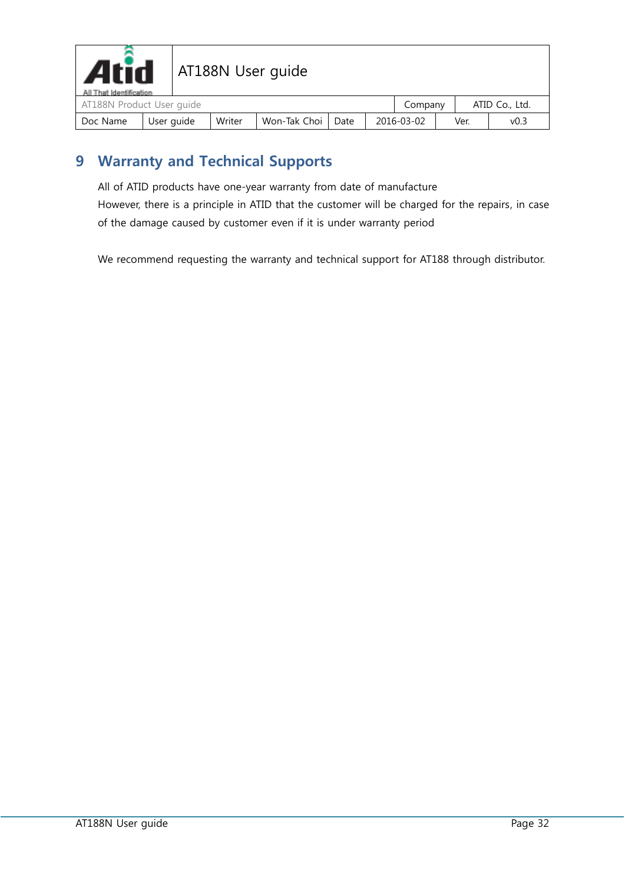# 9 Warranty and Technical Supports

All of ATID products have one-year warranty from date of manufacture
However, there is a principle in ATID that the customer will be charged for the repairs, in case of the damage caused by customer even if it is under warranty period

We recommend requesting the warranty and technical support for AT188 through distributor.